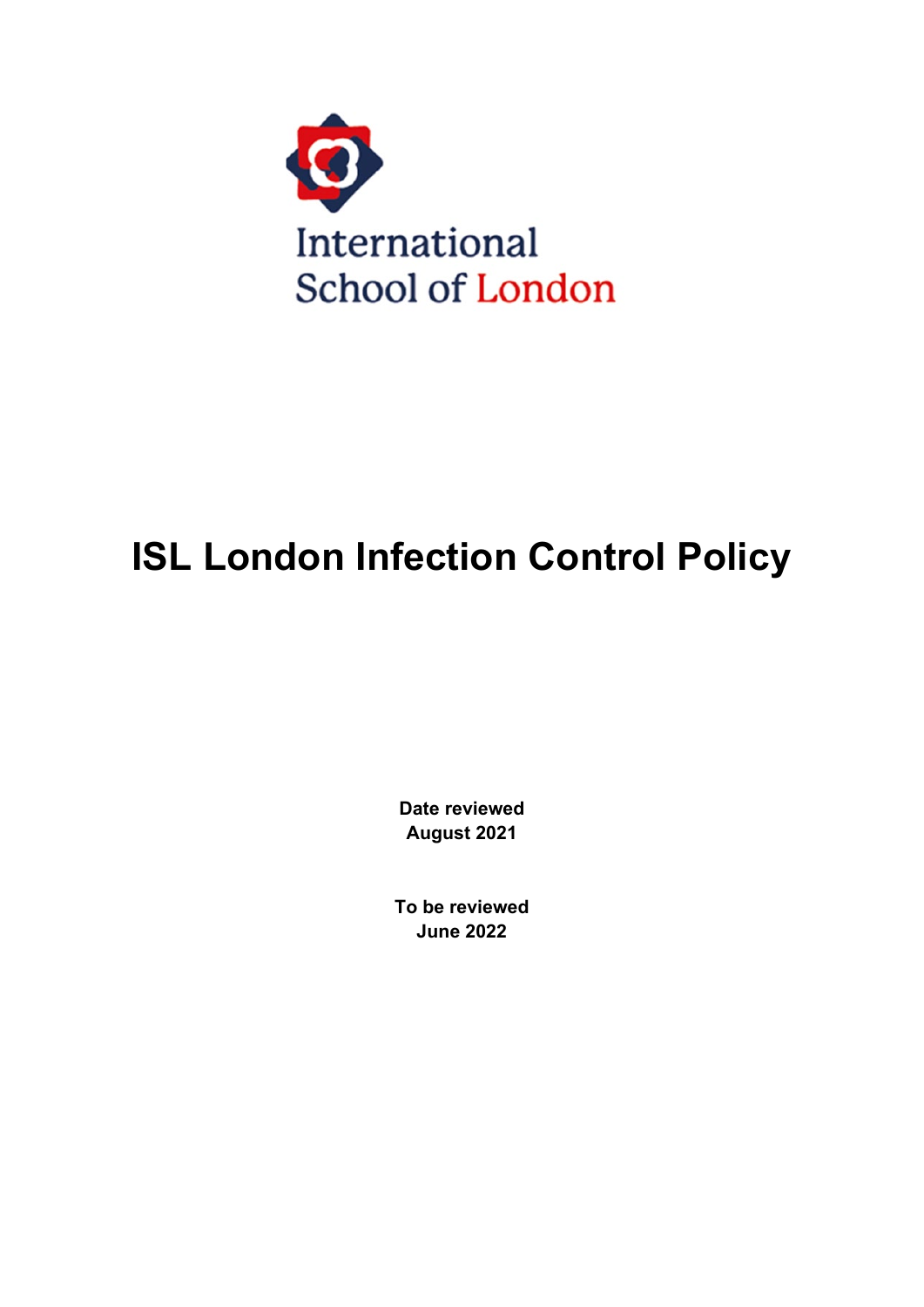International School of London

# ISL London Infection Control Policy

**Date reviewed**
**August 2021**

**To be reviewed**
**June 2022**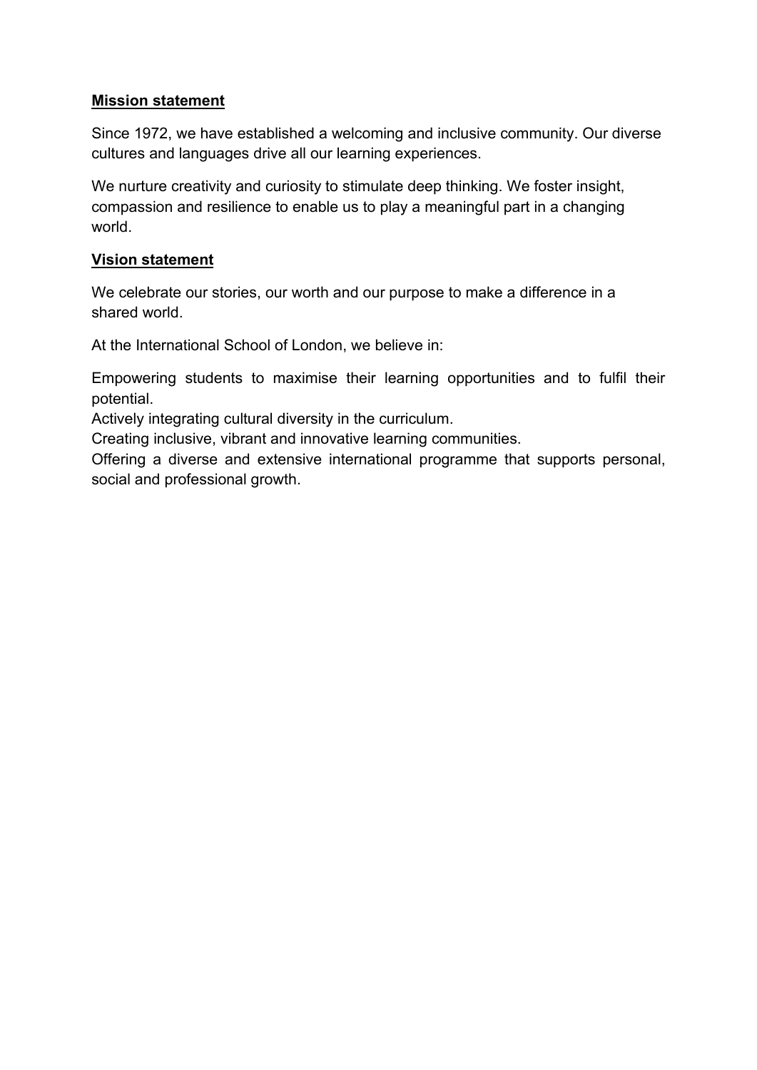**Mission statement**

Since 1972, we have established a welcoming and inclusive community. Our diverse cultures and languages drive all our learning experiences.

We nurture creativity and curiosity to stimulate deep thinking. We foster insight, compassion and resilience to enable us to play a meaningful part in a changing world.

**Vision statement**

We celebrate our stories, our worth and our purpose to make a difference in a shared world.

At the International School of London, we believe in:

Empowering students to maximise their learning opportunities and to fulfil their potential.
Actively integrating cultural diversity in the curriculum.
Creating inclusive, vibrant and innovative learning communities.
Offering a diverse and extensive international programme that supports personal, social and professional growth.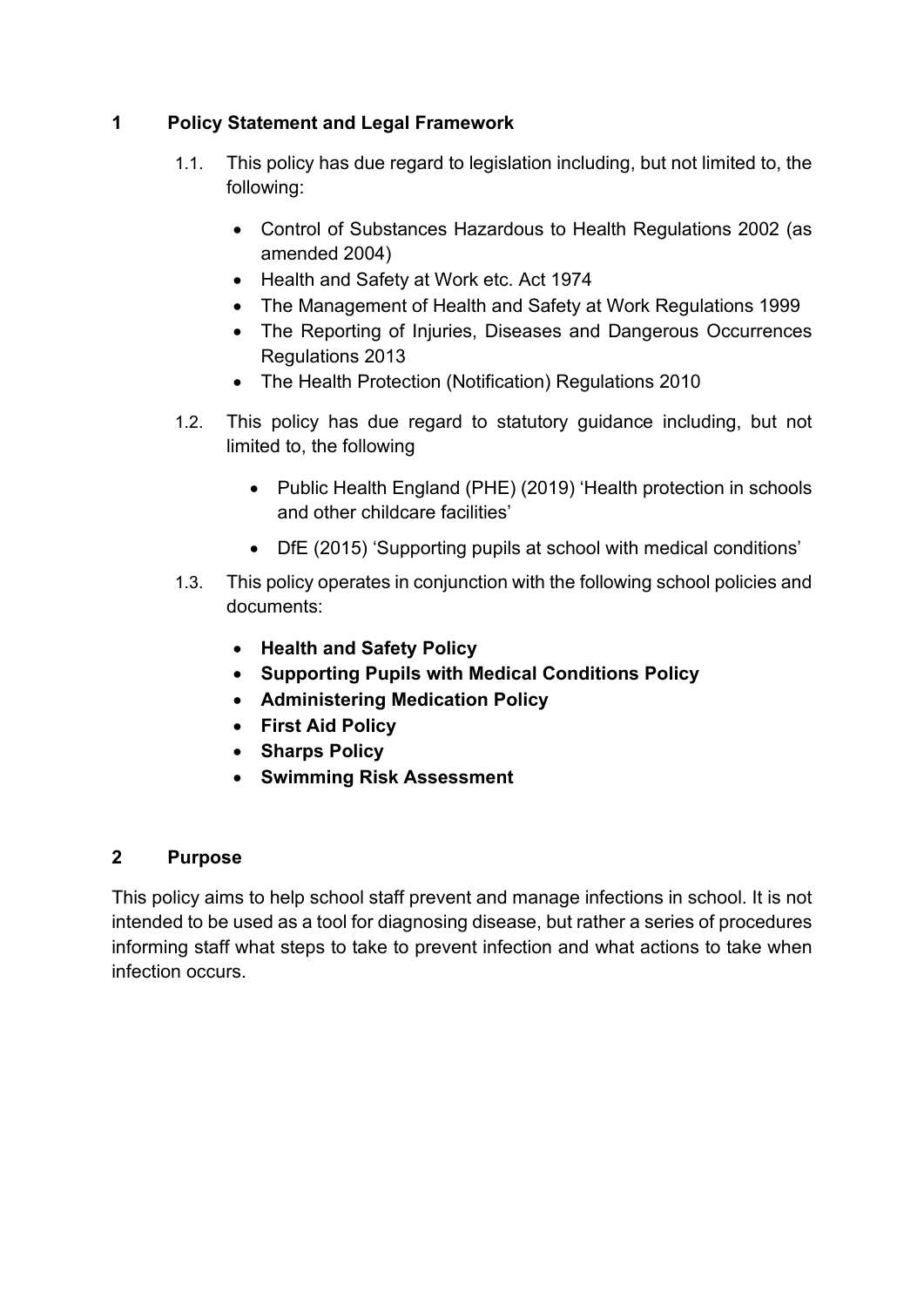## 1 Policy Statement and Legal Framework

1.1. This policy has due regard to legislation including, but not limited to, the following:

- Control of Substances Hazardous to Health Regulations 2002 (as amended 2004)
- Health and Safety at Work etc. Act 1974
- The Management of Health and Safety at Work Regulations 1999
- The Reporting of Injuries, Diseases and Dangerous Occurrences Regulations 2013
- The Health Protection (Notification) Regulations 2010

1.2. This policy has due regard to statutory guidance including, but not limited to, the following

- Public Health England (PHE) (2019) 'Health protection in schools and other childcare facilities'
- DfE (2015) 'Supporting pupils at school with medical conditions'

1.3. This policy operates in conjunction with the following school policies and documents:

- **Health and Safety Policy**
- **Supporting Pupils with Medical Conditions Policy**
- **Administering Medication Policy**
- **First Aid Policy**
- **Sharps Policy**
- **Swimming Risk Assessment**

## 2 Purpose

This policy aims to help school staff prevent and manage infections in school. It is not intended to be used as a tool for diagnosing disease, but rather a series of procedures informing staff what steps to take to prevent infection and what actions to take when infection occurs.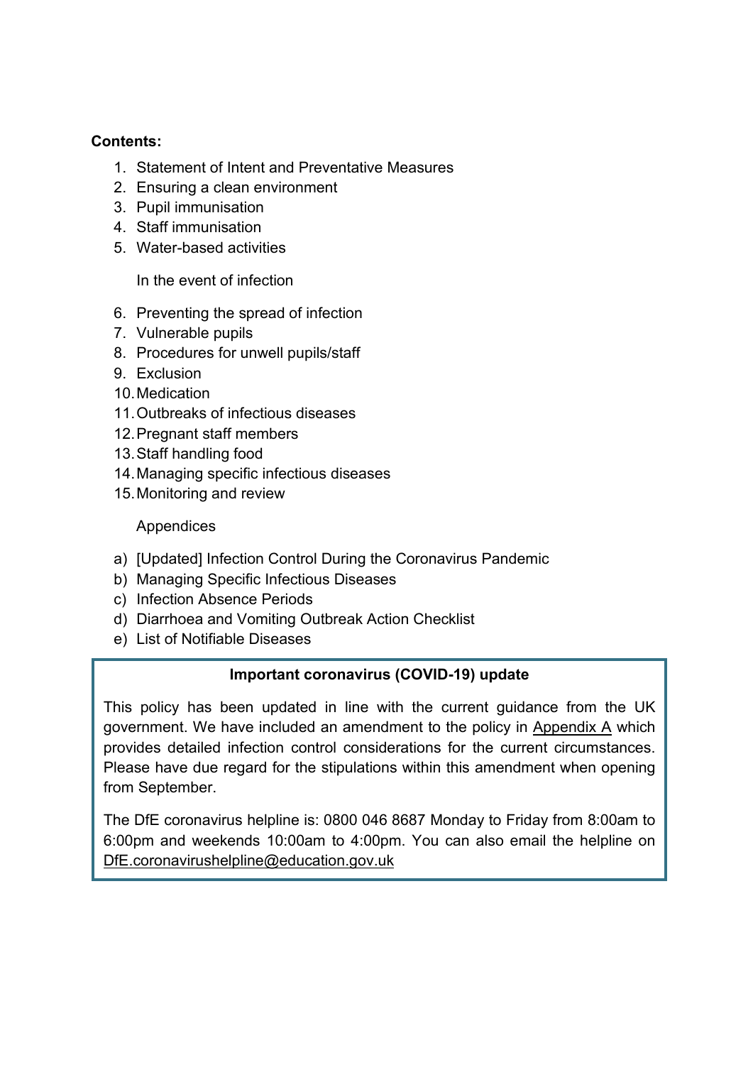**Contents:**

1. Statement of Intent and Preventative Measures
2. Ensuring a clean environment
3. Pupil immunisation
4. Staff immunisation
5. Water-based activities

In the event of infection

6. Preventing the spread of infection
7. Vulnerable pupils
8. Procedures for unwell pupils/staff
9. Exclusion
10. Medication
11. Outbreaks of infectious diseases
12. Pregnant staff members
13. Staff handling food
14. Managing specific infectious diseases
15. Monitoring and review

Appendices

a) [Updated] Infection Control During the Coronavirus Pandemic
b) Managing Specific Infectious Diseases
c) Infection Absence Periods
d) Diarrhoea and Vomiting Outbreak Action Checklist
e) List of Notifiable Diseases

**Important coronavirus (COVID-19) update**

This policy has been updated in line with the current guidance from the UK government. We have included an amendment to the policy in Appendix A which provides detailed infection control considerations for the current circumstances. Please have due regard for the stipulations within this amendment when opening from September.

The DfE coronavirus helpline is: 0800 046 8687 Monday to Friday from 8:00am to 6:00pm and weekends 10:00am to 4:00pm. You can also email the helpline on DfE.coronavirushelpline@education.gov.uk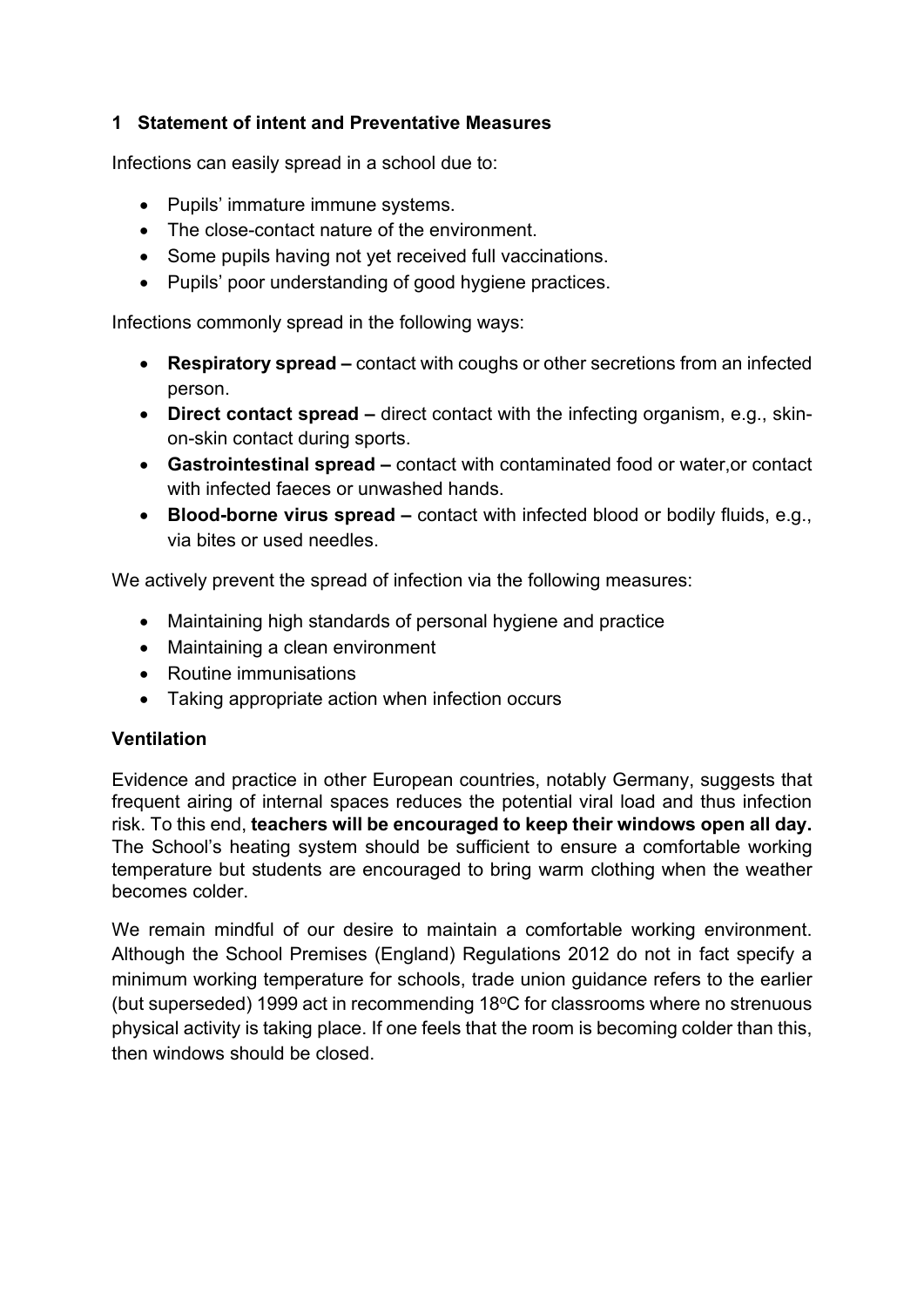## 1 Statement of intent and Preventative Measures

Infections can easily spread in a school due to:

- Pupils' immature immune systems.
- The close-contact nature of the environment.
- Some pupils having not yet received full vaccinations.
- Pupils' poor understanding of good hygiene practices.

Infections commonly spread in the following ways:

- **Respiratory spread –** contact with coughs or other secretions from an infected person.
- **Direct contact spread –** direct contact with the infecting organism, e.g., skin-on-skin contact during sports.
- **Gastrointestinal spread –** contact with contaminated food or water,or contact with infected faeces or unwashed hands.
- **Blood-borne virus spread –** contact with infected blood or bodily fluids, e.g., via bites or used needles.

We actively prevent the spread of infection via the following measures:

- Maintaining high standards of personal hygiene and practice
- Maintaining a clean environment
- Routine immunisations
- Taking appropriate action when infection occurs

### Ventilation

Evidence and practice in other European countries, notably Germany, suggests that frequent airing of internal spaces reduces the potential viral load and thus infection risk. To this end, **teachers will be encouraged to keep their windows open all day.** The School's heating system should be sufficient to ensure a comfortable working temperature but students are encouraged to bring warm clothing when the weather becomes colder.

We remain mindful of our desire to maintain a comfortable working environment. Although the School Premises (England) Regulations 2012 do not in fact specify a minimum working temperature for schools, trade union guidance refers to the earlier (but superseded) 1999 act in recommending 18$^{o}$C for classrooms where no strenuous physical activity is taking place. If one feels that the room is becoming colder than this, then windows should be closed.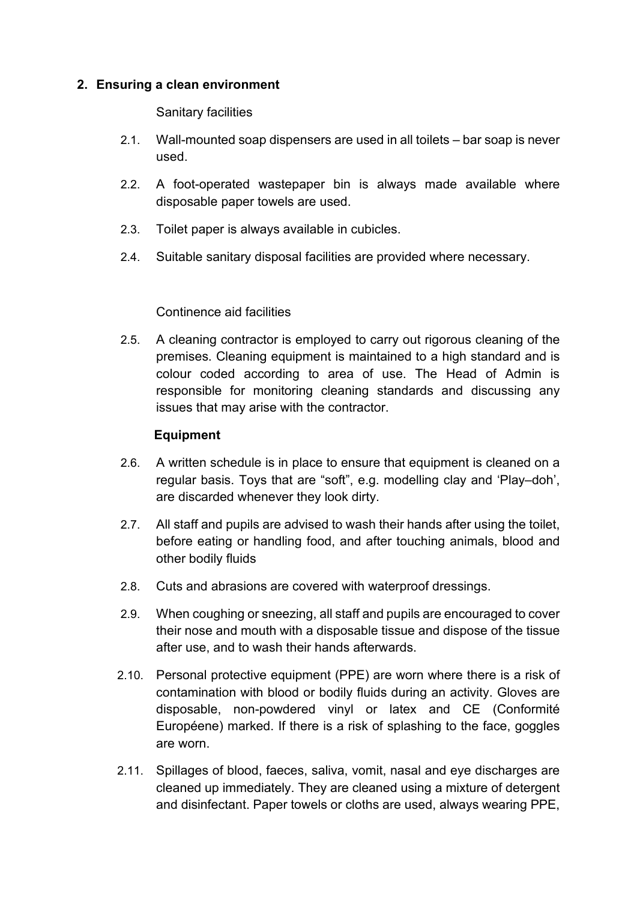## 2. Ensuring a clean environment

Sanitary facilities

2.1. Wall-mounted soap dispensers are used in all toilets – bar soap is never used.

2.2. A foot-operated wastepaper bin is always made available where disposable paper towels are used.

2.3. Toilet paper is always available in cubicles.

2.4. Suitable sanitary disposal facilities are provided where necessary.

Continence aid facilities

2.5. A cleaning contractor is employed to carry out rigorous cleaning of the premises. Cleaning equipment is maintained to a high standard and is colour coded according to area of use. The Head of Admin is responsible for monitoring cleaning standards and discussing any issues that may arise with the contractor.

**Equipment**

2.6. A written schedule is in place to ensure that equipment is cleaned on a regular basis. Toys that are "soft", e.g. modelling clay and 'Play–doh', are discarded whenever they look dirty.

2.7. All staff and pupils are advised to wash their hands after using the toilet, before eating or handling food, and after touching animals, blood and other bodily fluids

2.8. Cuts and abrasions are covered with waterproof dressings.

2.9. When coughing or sneezing, all staff and pupils are encouraged to cover their nose and mouth with a disposable tissue and dispose of the tissue after use, and to wash their hands afterwards.

2.10. Personal protective equipment (PPE) are worn where there is a risk of contamination with blood or bodily fluids during an activity. Gloves are disposable, non-powdered vinyl or latex and CE (Conformité Européene) marked. If there is a risk of splashing to the face, goggles are worn.

2.11. Spillages of blood, faeces, saliva, vomit, nasal and eye discharges are cleaned up immediately. They are cleaned using a mixture of detergent and disinfectant. Paper towels or cloths are used, always wearing PPE,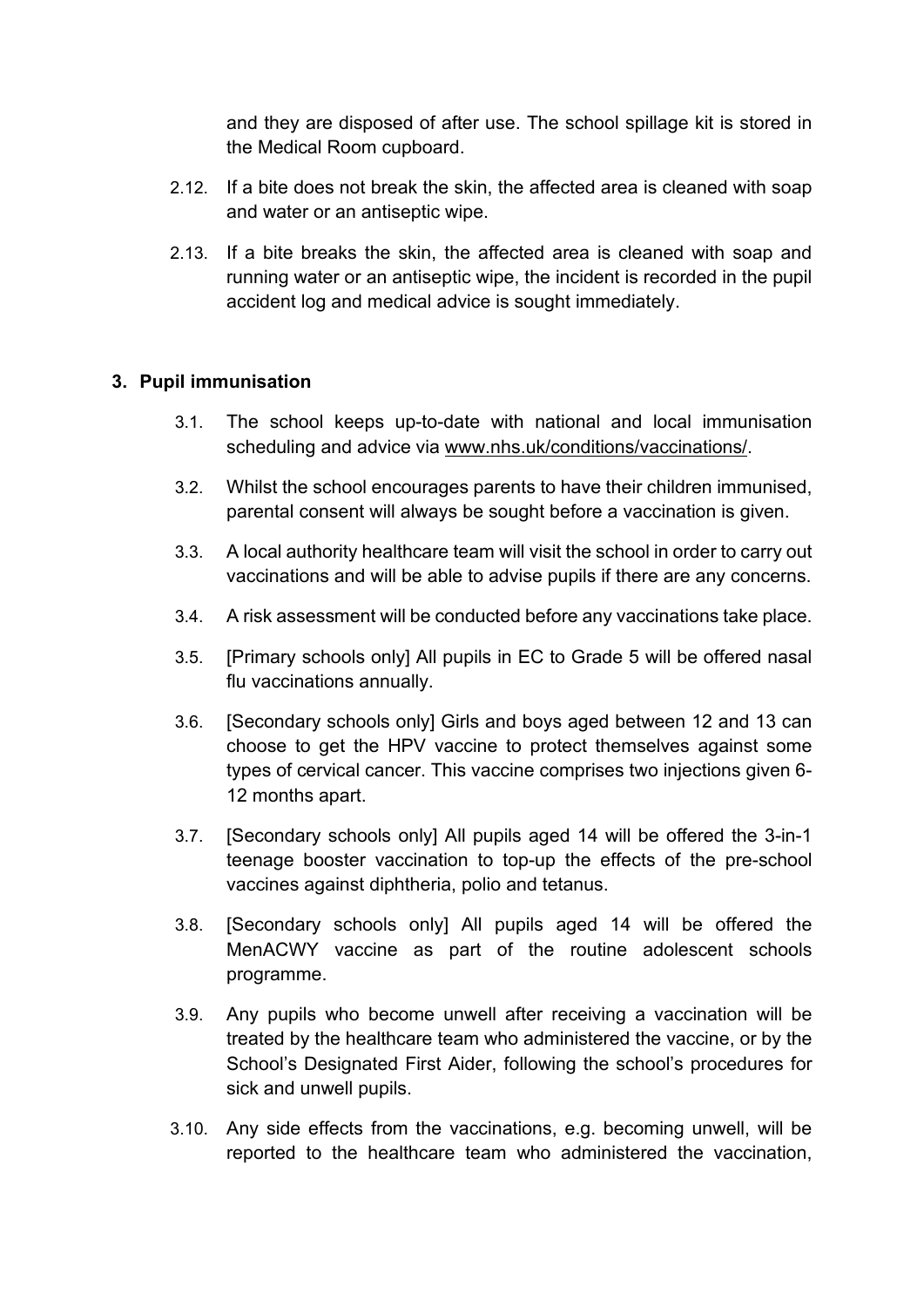and they are disposed of after use. The school spillage kit is stored in the Medical Room cupboard.

2.12. If a bite does not break the skin, the affected area is cleaned with soap and water or an antiseptic wipe.

2.13. If a bite breaks the skin, the affected area is cleaned with soap and running water or an antiseptic wipe, the incident is recorded in the pupil accident log and medical advice is sought immediately.

## 3. Pupil immunisation

3.1. The school keeps up-to-date with national and local immunisation scheduling and advice via www.nhs.uk/conditions/vaccinations/.

3.2. Whilst the school encourages parents to have their children immunised, parental consent will always be sought before a vaccination is given.

3.3. A local authority healthcare team will visit the school in order to carry out vaccinations and will be able to advise pupils if there are any concerns.

3.4. A risk assessment will be conducted before any vaccinations take place.

3.5. [Primary schools only] All pupils in EC to Grade 5 will be offered nasal flu vaccinations annually.

3.6. [Secondary schools only] Girls and boys aged between 12 and 13 can choose to get the HPV vaccine to protect themselves against some types of cervical cancer. This vaccine comprises two injections given 6-12 months apart.

3.7. [Secondary schools only] All pupils aged 14 will be offered the 3-in-1 teenage booster vaccination to top-up the effects of the pre-school vaccines against diphtheria, polio and tetanus.

3.8. [Secondary schools only] All pupils aged 14 will be offered the MenACWY vaccine as part of the routine adolescent schools programme.

3.9. Any pupils who become unwell after receiving a vaccination will be treated by the healthcare team who administered the vaccine, or by the School's Designated First Aider, following the school's procedures for sick and unwell pupils.

3.10. Any side effects from the vaccinations, e.g. becoming unwell, will be reported to the healthcare team who administered the vaccination,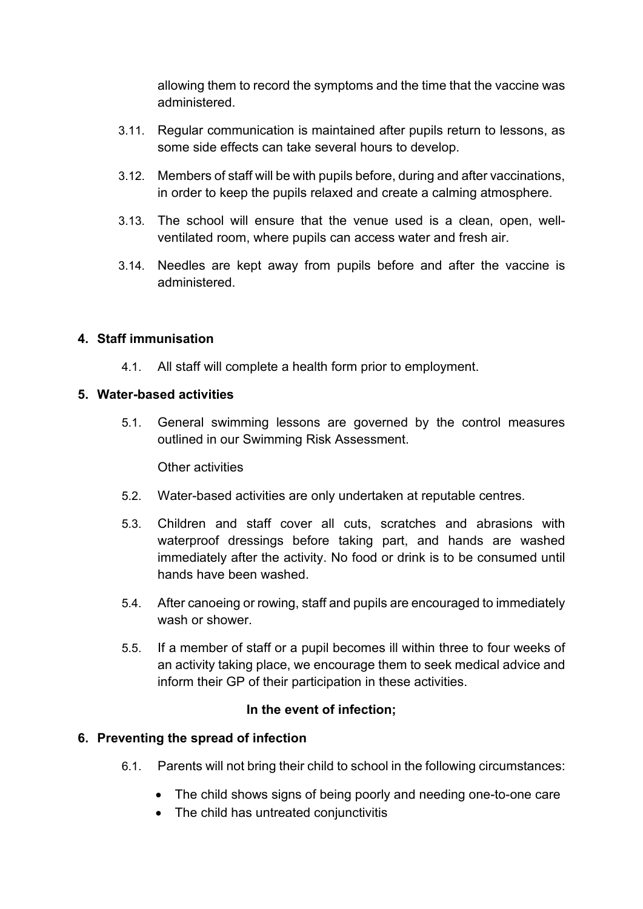allowing them to record the symptoms and the time that the vaccine was administered.

3.11. Regular communication is maintained after pupils return to lessons, as some side effects can take several hours to develop.

3.12. Members of staff will be with pupils before, during and after vaccinations, in order to keep the pupils relaxed and create a calming atmosphere.

3.13. The school will ensure that the venue used is a clean, open, well-ventilated room, where pupils can access water and fresh air.

3.14. Needles are kept away from pupils before and after the vaccine is administered.

## 4. Staff immunisation

4.1. All staff will complete a health form prior to employment.

## 5. Water-based activities

5.1. General swimming lessons are governed by the control measures outlined in our Swimming Risk Assessment.

Other activities

5.2. Water-based activities are only undertaken at reputable centres.

5.3. Children and staff cover all cuts, scratches and abrasions with waterproof dressings before taking part, and hands are washed immediately after the activity. No food or drink is to be consumed until hands have been washed.

5.4. After canoeing or rowing, staff and pupils are encouraged to immediately wash or shower.

5.5. If a member of staff or a pupil becomes ill within three to four weeks of an activity taking place, we encourage them to seek medical advice and inform their GP of their participation in these activities.

**In the event of infection;**

## 6. Preventing the spread of infection

6.1. Parents will not bring their child to school in the following circumstances:

- The child shows signs of being poorly and needing one-to-one care
- The child has untreated conjunctivitis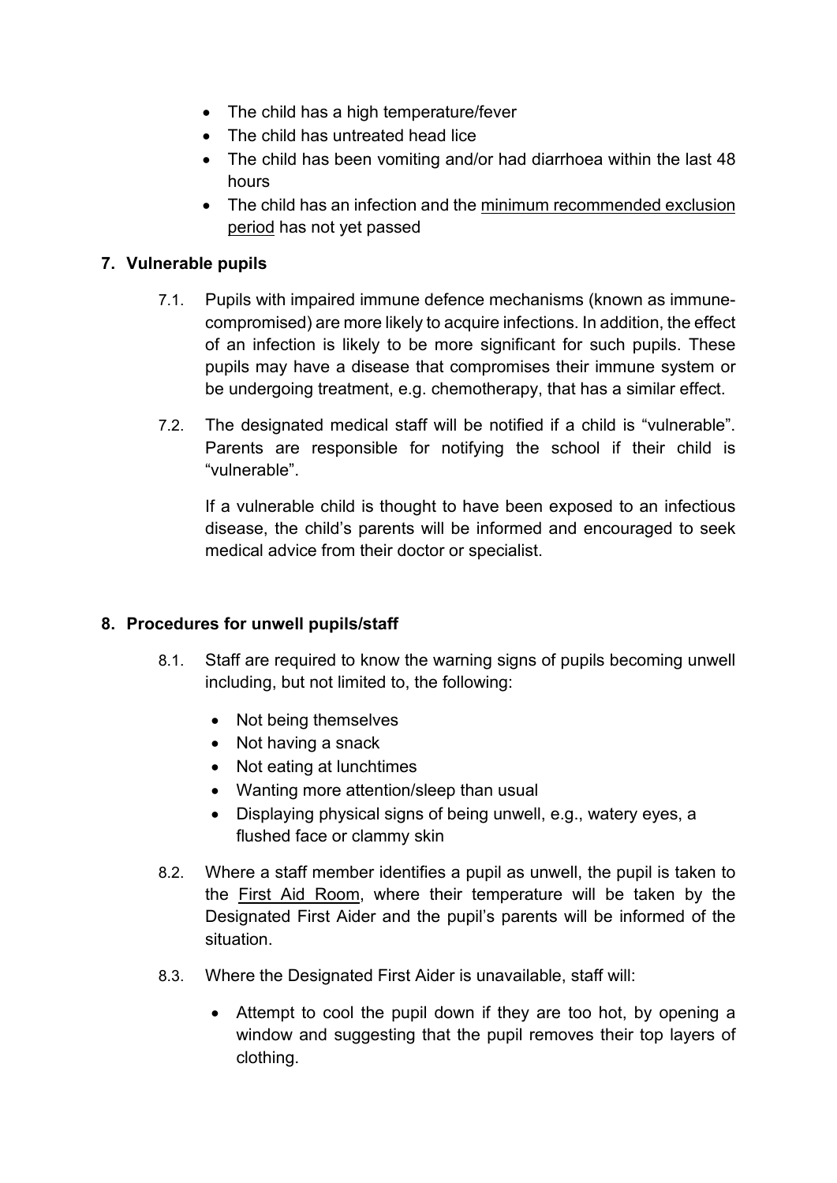- The child has a high temperature/fever
- The child has untreated head lice
- The child has been vomiting and/or had diarrhoea within the last 48 hours
- The child has an infection and the minimum recommended exclusion period has not yet passed

## 7. Vulnerable pupils

7.1. Pupils with impaired immune defence mechanisms (known as immune-compromised) are more likely to acquire infections. In addition, the effect of an infection is likely to be more significant for such pupils. These pupils may have a disease that compromises their immune system or be undergoing treatment, e.g. chemotherapy, that has a similar effect.

7.2. The designated medical staff will be notified if a child is "vulnerable". Parents are responsible for notifying the school if their child is "vulnerable".

If a vulnerable child is thought to have been exposed to an infectious disease, the child's parents will be informed and encouraged to seek medical advice from their doctor or specialist.

## 8. Procedures for unwell pupils/staff

8.1. Staff are required to know the warning signs of pupils becoming unwell including, but not limited to, the following:

- Not being themselves
- Not having a snack
- Not eating at lunchtimes
- Wanting more attention/sleep than usual
- Displaying physical signs of being unwell, e.g., watery eyes, a flushed face or clammy skin

8.2. Where a staff member identifies a pupil as unwell, the pupil is taken to the First Aid Room, where their temperature will be taken by the Designated First Aider and the pupil's parents will be informed of the situation.

8.3. Where the Designated First Aider is unavailable, staff will:

- Attempt to cool the pupil down if they are too hot, by opening a window and suggesting that the pupil removes their top layers of clothing.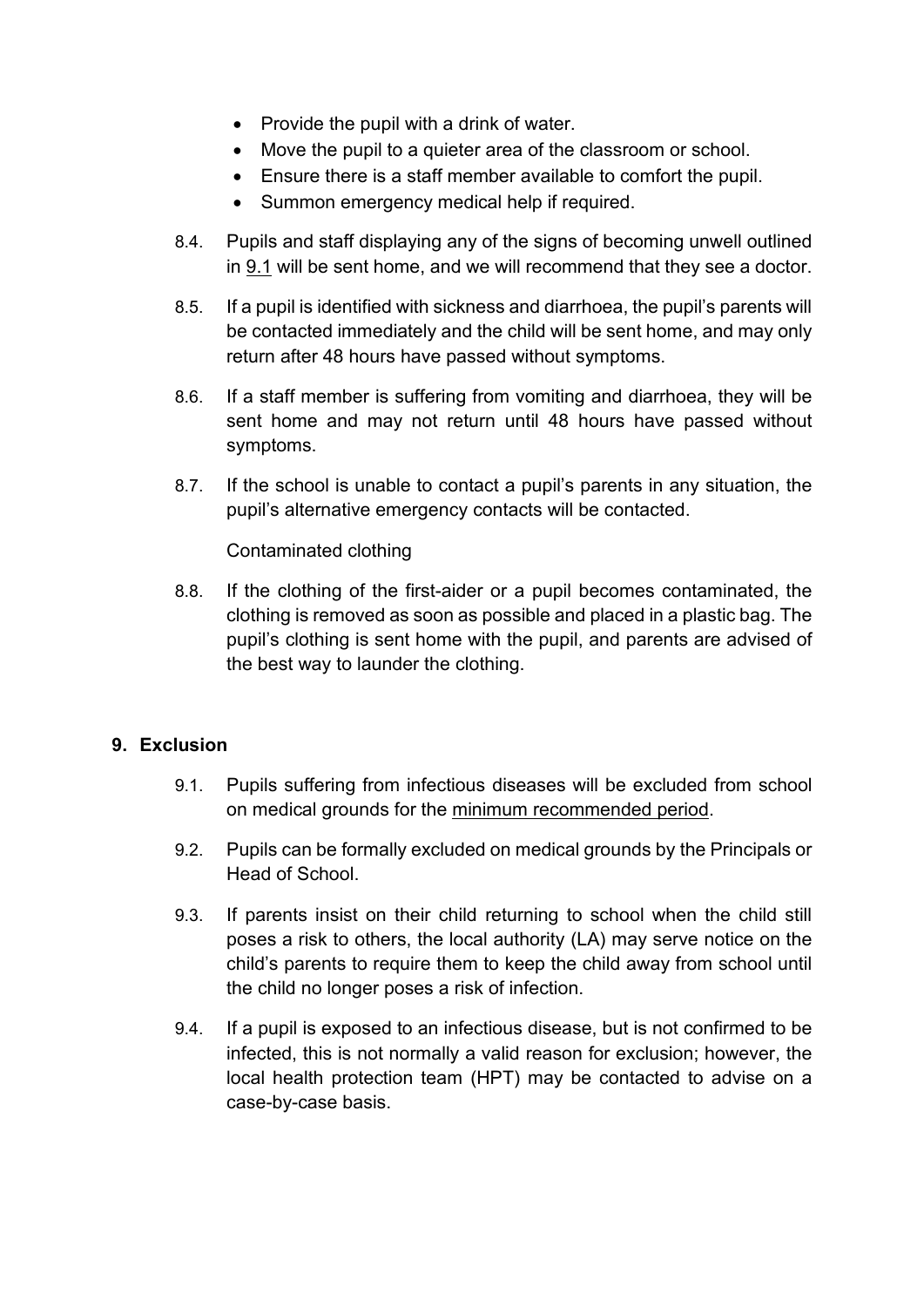- Provide the pupil with a drink of water.
- Move the pupil to a quieter area of the classroom or school.
- Ensure there is a staff member available to comfort the pupil.
- Summon emergency medical help if required.

8.4. Pupils and staff displaying any of the signs of becoming unwell outlined in 9.1 will be sent home, and we will recommend that they see a doctor.

8.5. If a pupil is identified with sickness and diarrhoea, the pupil's parents will be contacted immediately and the child will be sent home, and may only return after 48 hours have passed without symptoms.

8.6. If a staff member is suffering from vomiting and diarrhoea, they will be sent home and may not return until 48 hours have passed without symptoms.

8.7. If the school is unable to contact a pupil's parents in any situation, the pupil's alternative emergency contacts will be contacted.

Contaminated clothing

8.8. If the clothing of the first-aider or a pupil becomes contaminated, the clothing is removed as soon as possible and placed in a plastic bag. The pupil's clothing is sent home with the pupil, and parents are advised of the best way to launder the clothing.

## 9. Exclusion

9.1. Pupils suffering from infectious diseases will be excluded from school on medical grounds for the minimum recommended period.

9.2. Pupils can be formally excluded on medical grounds by the Principals or Head of School.

9.3. If parents insist on their child returning to school when the child still poses a risk to others, the local authority (LA) may serve notice on the child's parents to require them to keep the child away from school until the child no longer poses a risk of infection.

9.4. If a pupil is exposed to an infectious disease, but is not confirmed to be infected, this is not normally a valid reason for exclusion; however, the local health protection team (HPT) may be contacted to advise on a case-by-case basis.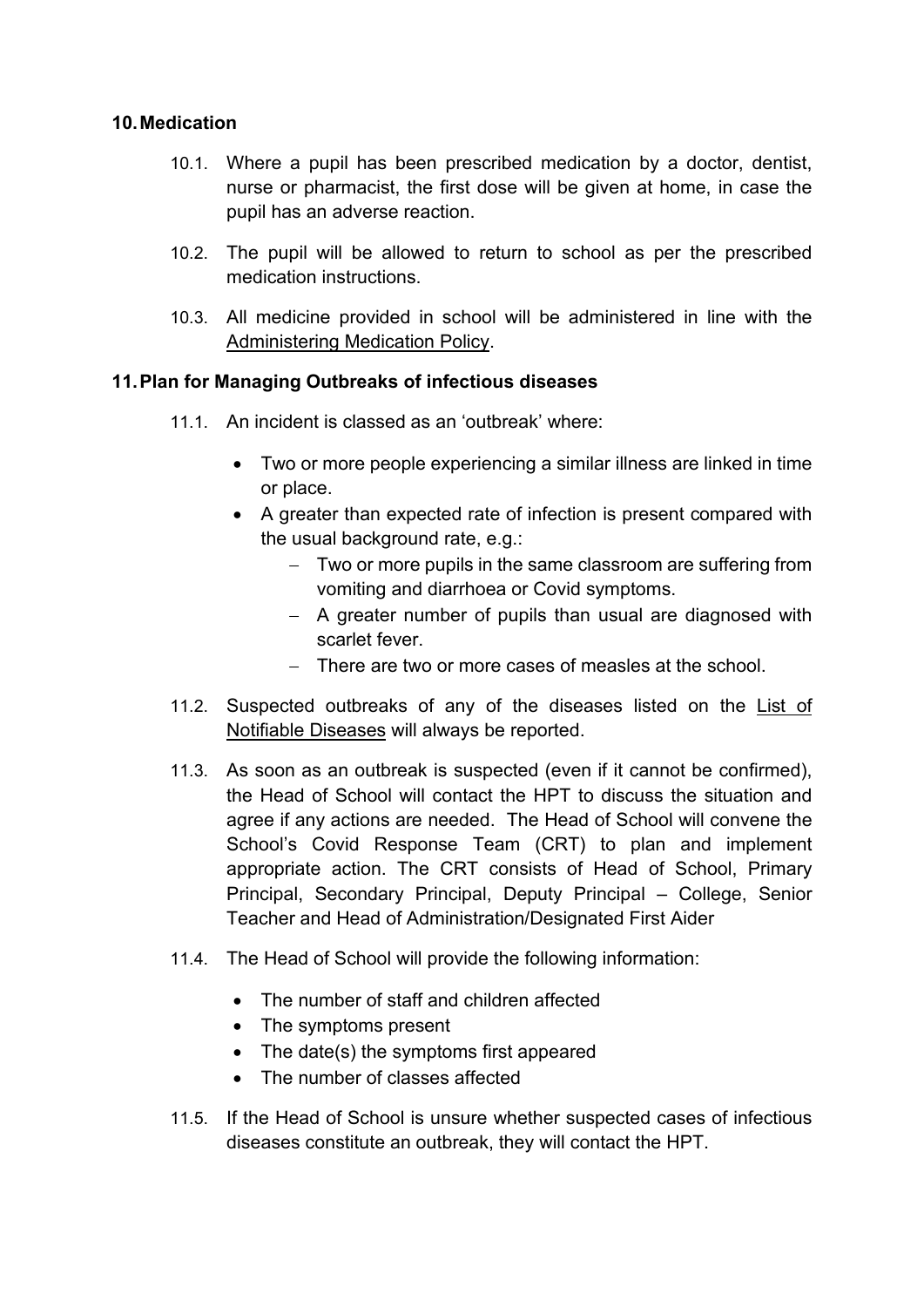## 10. Medication

10.1. Where a pupil has been prescribed medication by a doctor, dentist, nurse or pharmacist, the first dose will be given at home, in case the pupil has an adverse reaction.

10.2. The pupil will be allowed to return to school as per the prescribed medication instructions.

10.3. All medicine provided in school will be administered in line with the Administering Medication Policy.

## 11. Plan for Managing Outbreaks of infectious diseases

11.1. An incident is classed as an 'outbreak' where:

- Two or more people experiencing a similar illness are linked in time or place.
- A greater than expected rate of infection is present compared with the usual background rate, e.g.:
  - Two or more pupils in the same classroom are suffering from vomiting and diarrhoea or Covid symptoms.
  - A greater number of pupils than usual are diagnosed with scarlet fever.
  - There are two or more cases of measles at the school.

11.2. Suspected outbreaks of any of the diseases listed on the List of Notifiable Diseases will always be reported.

11.3. As soon as an outbreak is suspected (even if it cannot be confirmed), the Head of School will contact the HPT to discuss the situation and agree if any actions are needed. The Head of School will convene the School's Covid Response Team (CRT) to plan and implement appropriate action. The CRT consists of Head of School, Primary Principal, Secondary Principal, Deputy Principal – College, Senior Teacher and Head of Administration/Designated First Aider

11.4. The Head of School will provide the following information:

- The number of staff and children affected
- The symptoms present
- The date(s) the symptoms first appeared
- The number of classes affected

11.5. If the Head of School is unsure whether suspected cases of infectious diseases constitute an outbreak, they will contact the HPT.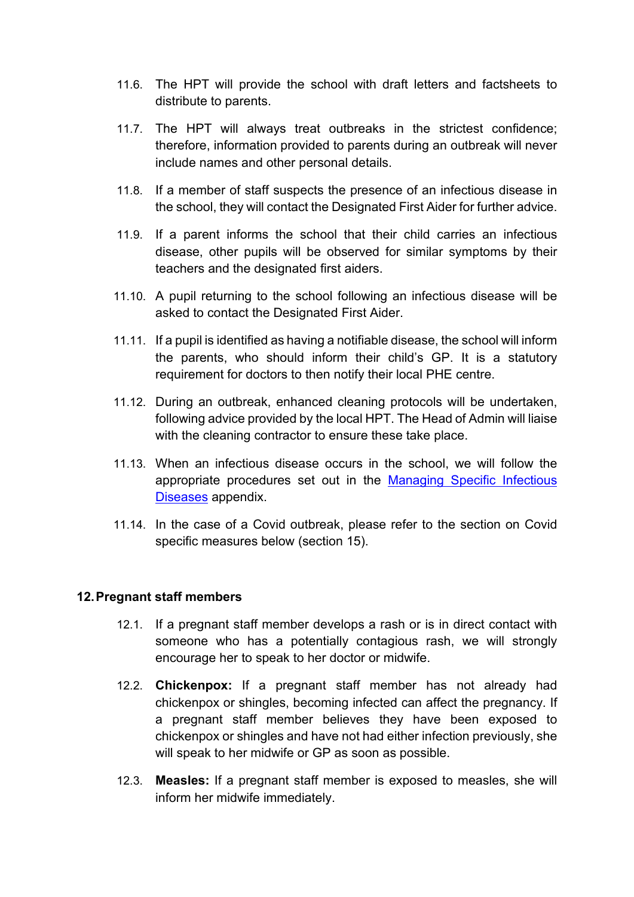11.6. The HPT will provide the school with draft letters and factsheets to distribute to parents.

11.7. The HPT will always treat outbreaks in the strictest confidence; therefore, information provided to parents during an outbreak will never include names and other personal details.

11.8. If a member of staff suspects the presence of an infectious disease in the school, they will contact the Designated First Aider for further advice.

11.9. If a parent informs the school that their child carries an infectious disease, other pupils will be observed for similar symptoms by their teachers and the designated first aiders.

11.10. A pupil returning to the school following an infectious disease will be asked to contact the Designated First Aider.

11.11. If a pupil is identified as having a notifiable disease, the school will inform the parents, who should inform their child's GP. It is a statutory requirement for doctors to then notify their local PHE centre.

11.12. During an outbreak, enhanced cleaning protocols will be undertaken, following advice provided by the local HPT. The Head of Admin will liaise with the cleaning contractor to ensure these take place.

11.13. When an infectious disease occurs in the school, we will follow the appropriate procedures set out in the Managing Specific Infectious Diseases appendix.

11.14. In the case of a Covid outbreak, please refer to the section on Covid specific measures below (section 15).

## 12. Pregnant staff members

12.1. If a pregnant staff member develops a rash or is in direct contact with someone who has a potentially contagious rash, we will strongly encourage her to speak to her doctor or midwife.

12.2. **Chickenpox:** If a pregnant staff member has not already had chickenpox or shingles, becoming infected can affect the pregnancy. If a pregnant staff member believes they have been exposed to chickenpox or shingles and have not had either infection previously, she will speak to her midwife or GP as soon as possible.

12.3. **Measles:** If a pregnant staff member is exposed to measles, she will inform her midwife immediately.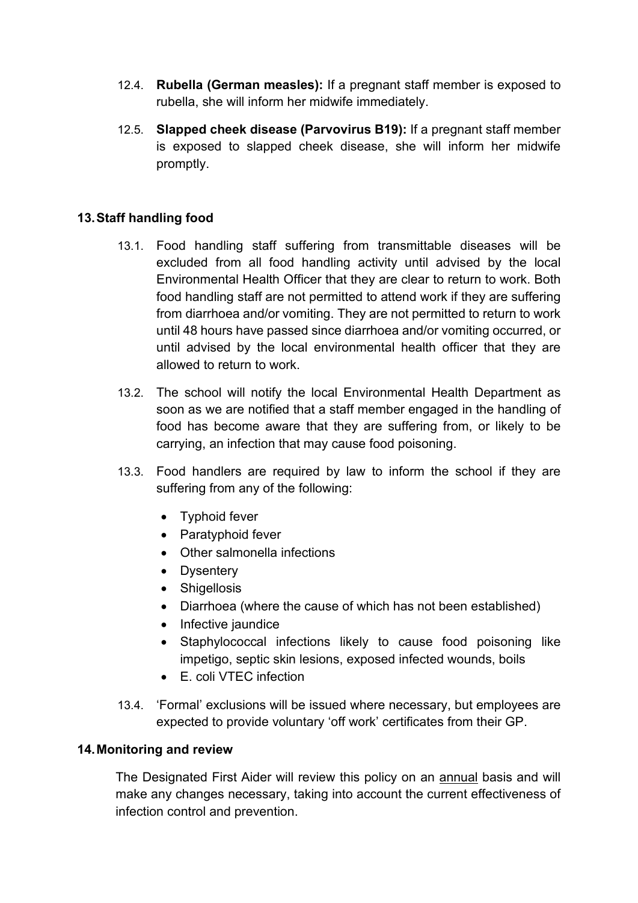12.4. **Rubella (German measles):** If a pregnant staff member is exposed to rubella, she will inform her midwife immediately.

12.5. **Slapped cheek disease (Parvovirus B19):** If a pregnant staff member is exposed to slapped cheek disease, she will inform her midwife promptly.

## 13. Staff handling food

13.1. Food handling staff suffering from transmittable diseases will be excluded from all food handling activity until advised by the local Environmental Health Officer that they are clear to return to work. Both food handling staff are not permitted to attend work if they are suffering from diarrhoea and/or vomiting. They are not permitted to return to work until 48 hours have passed since diarrhoea and/or vomiting occurred, or until advised by the local environmental health officer that they are allowed to return to work.

13.2. The school will notify the local Environmental Health Department as soon as we are notified that a staff member engaged in the handling of food has become aware that they are suffering from, or likely to be carrying, an infection that may cause food poisoning.

13.3. Food handlers are required by law to inform the school if they are suffering from any of the following:

- Typhoid fever
- Paratyphoid fever
- Other salmonella infections
- Dysentery
- Shigellosis
- Diarrhoea (where the cause of which has not been established)
- Infective jaundice
- Staphylococcal infections likely to cause food poisoning like impetigo, septic skin lesions, exposed infected wounds, boils
- E. coli VTEC infection

13.4. 'Formal' exclusions will be issued where necessary, but employees are expected to provide voluntary 'off work' certificates from their GP.

## 14. Monitoring and review

The Designated First Aider will review this policy on an annual basis and will make any changes necessary, taking into account the current effectiveness of infection control and prevention.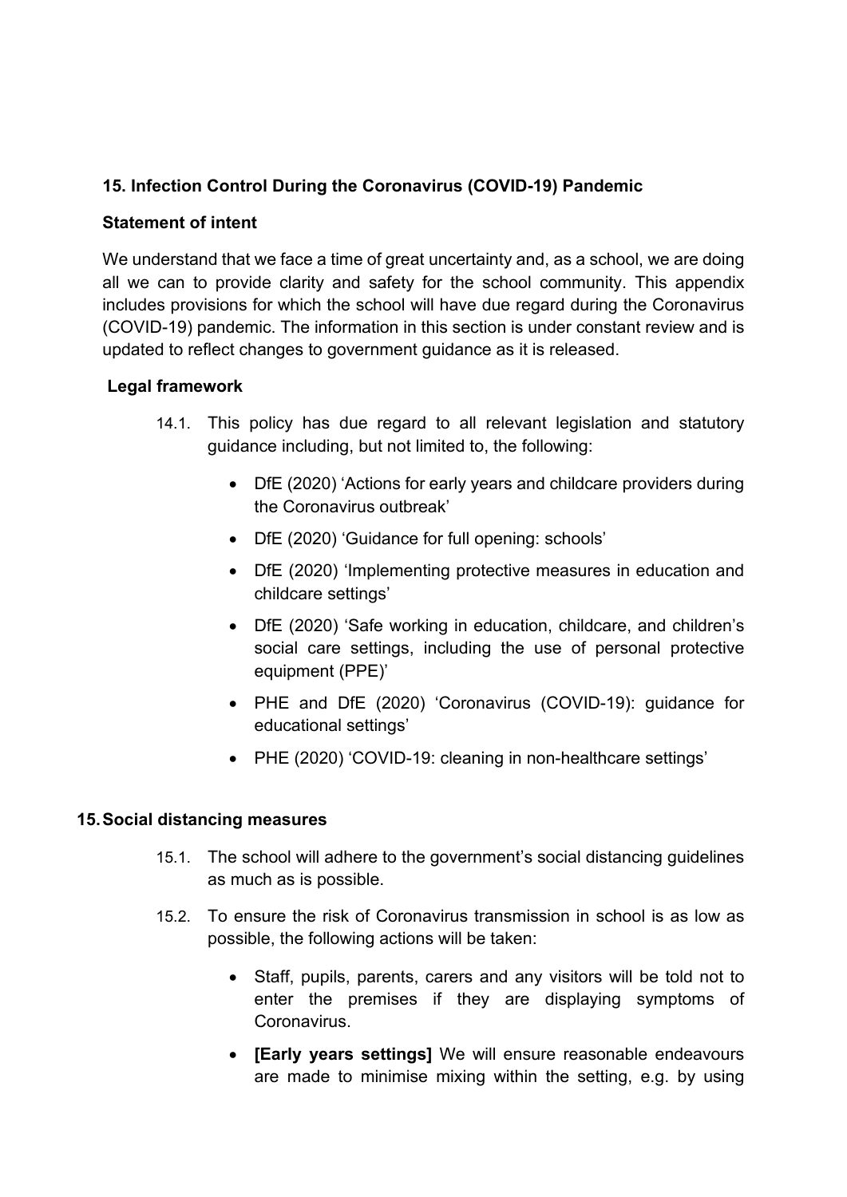## 15. Infection Control During the Coronavirus (COVID-19) Pandemic

### Statement of intent

We understand that we face a time of great uncertainty and, as a school, we are doing all we can to provide clarity and safety for the school community. This appendix includes provisions for which the school will have due regard during the Coronavirus (COVID-19) pandemic. The information in this section is under constant review and is updated to reflect changes to government guidance as it is released.

### Legal framework

14.1. This policy has due regard to all relevant legislation and statutory guidance including, but not limited to, the following:

- DfE (2020) 'Actions for early years and childcare providers during the Coronavirus outbreak'
- DfE (2020) 'Guidance for full opening: schools'
- DfE (2020) 'Implementing protective measures in education and childcare settings'
- DfE (2020) 'Safe working in education, childcare, and children's social care settings, including the use of personal protective equipment (PPE)'
- PHE and DfE (2020) 'Coronavirus (COVID-19): guidance for educational settings'
- PHE (2020) 'COVID-19: cleaning in non-healthcare settings'

### 15. Social distancing measures

15.1. The school will adhere to the government's social distancing guidelines as much as is possible.

15.2. To ensure the risk of Coronavirus transmission in school is as low as possible, the following actions will be taken:

- Staff, pupils, parents, carers and any visitors will be told not to enter the premises if they are displaying symptoms of Coronavirus.
- **[Early years settings]** We will ensure reasonable endeavours are made to minimise mixing within the setting, e.g. by using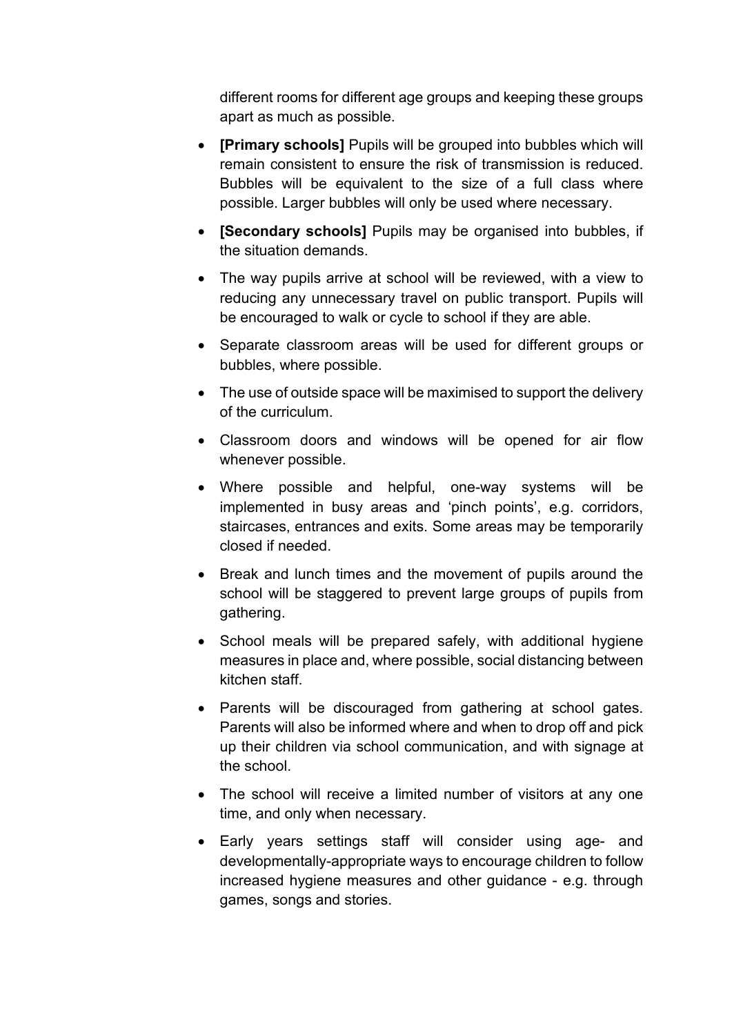different rooms for different age groups and keeping these groups apart as much as possible.

- **[Primary schools]** Pupils will be grouped into bubbles which will remain consistent to ensure the risk of transmission is reduced. Bubbles will be equivalent to the size of a full class where possible. Larger bubbles will only be used where necessary.
- **[Secondary schools]** Pupils may be organised into bubbles, if the situation demands.
- The way pupils arrive at school will be reviewed, with a view to reducing any unnecessary travel on public transport. Pupils will be encouraged to walk or cycle to school if they are able.
- Separate classroom areas will be used for different groups or bubbles, where possible.
- The use of outside space will be maximised to support the delivery of the curriculum.
- Classroom doors and windows will be opened for air flow whenever possible.
- Where possible and helpful, one-way systems will be implemented in busy areas and 'pinch points', e.g. corridors, staircases, entrances and exits. Some areas may be temporarily closed if needed.
- Break and lunch times and the movement of pupils around the school will be staggered to prevent large groups of pupils from gathering.
- School meals will be prepared safely, with additional hygiene measures in place and, where possible, social distancing between kitchen staff.
- Parents will be discouraged from gathering at school gates. Parents will also be informed where and when to drop off and pick up their children via school communication, and with signage at the school.
- The school will receive a limited number of visitors at any one time, and only when necessary.
- Early years settings staff will consider using age- and developmentally-appropriate ways to encourage children to follow increased hygiene measures and other guidance - e.g. through games, songs and stories.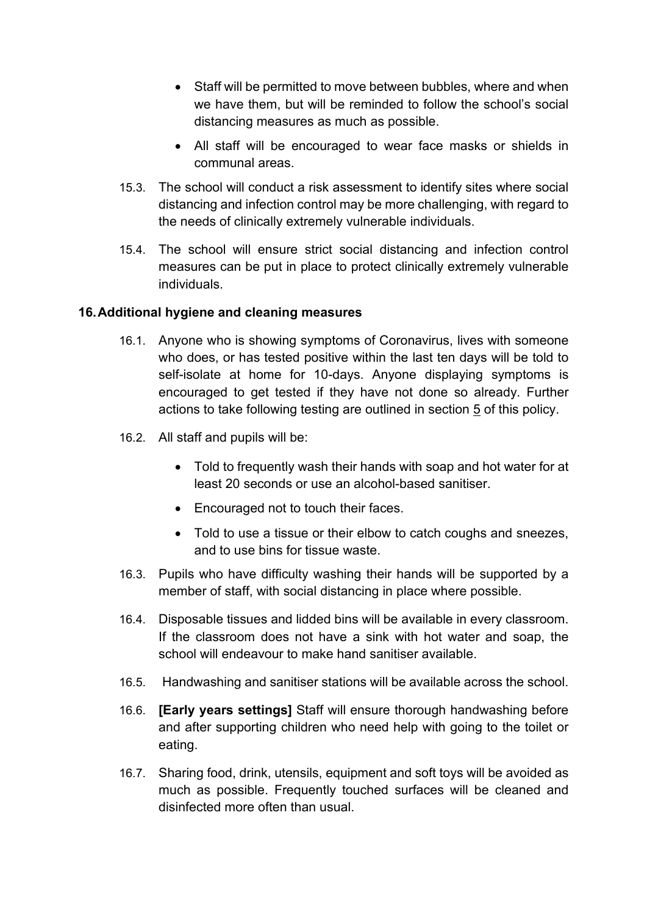- Staff will be permitted to move between bubbles, where and when we have them, but will be reminded to follow the school's social distancing measures as much as possible.
- All staff will be encouraged to wear face masks or shields in communal areas.

15.3. The school will conduct a risk assessment to identify sites where social distancing and infection control may be more challenging, with regard to the needs of clinically extremely vulnerable individuals.

15.4. The school will ensure strict social distancing and infection control measures can be put in place to protect clinically extremely vulnerable individuals.

## 16. Additional hygiene and cleaning measures

16.1. Anyone who is showing symptoms of Coronavirus, lives with someone who does, or has tested positive within the last ten days will be told to self-isolate at home for 10-days. Anyone displaying symptoms is encouraged to get tested if they have not done so already. Further actions to take following testing are outlined in section 5 of this policy.

16.2. All staff and pupils will be:

- Told to frequently wash their hands with soap and hot water for at least 20 seconds or use an alcohol-based sanitiser.
- Encouraged not to touch their faces.
- Told to use a tissue or their elbow to catch coughs and sneezes, and to use bins for tissue waste.

16.3. Pupils who have difficulty washing their hands will be supported by a member of staff, with social distancing in place where possible.

16.4. Disposable tissues and lidded bins will be available in every classroom. If the classroom does not have a sink with hot water and soap, the school will endeavour to make hand sanitiser available.

16.5. Handwashing and sanitiser stations will be available across the school.

16.6. **[Early years settings]** Staff will ensure thorough handwashing before and after supporting children who need help with going to the toilet or eating.

16.7. Sharing food, drink, utensils, equipment and soft toys will be avoided as much as possible. Frequently touched surfaces will be cleaned and disinfected more often than usual.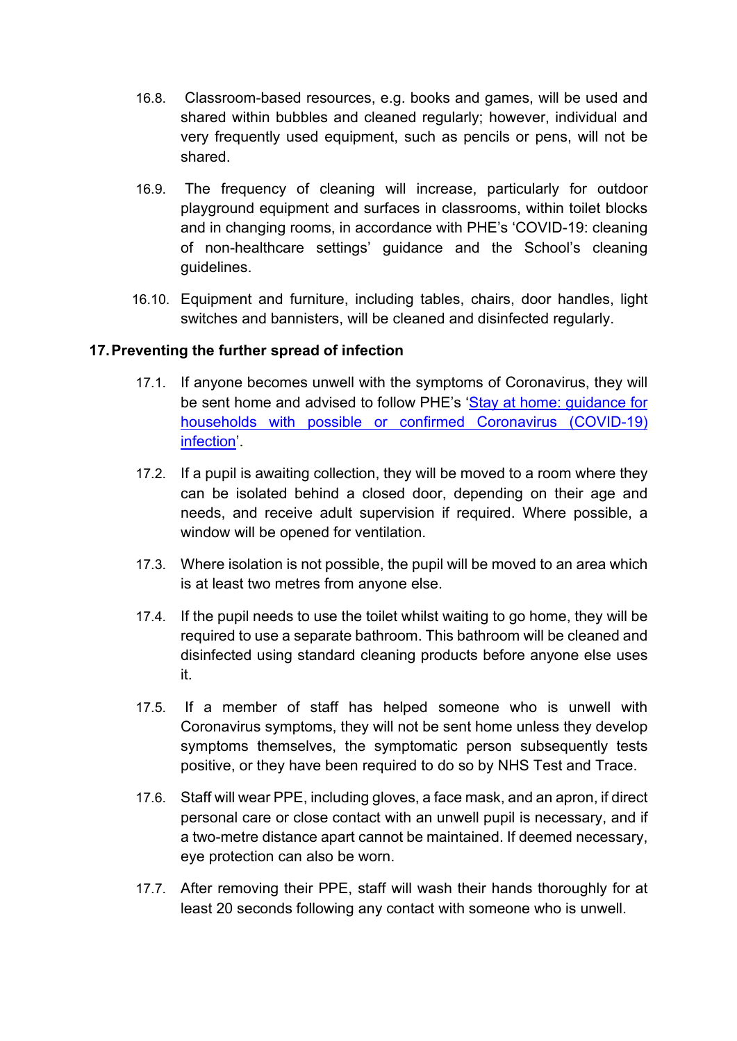16.8. Classroom-based resources, e.g. books and games, will be used and shared within bubbles and cleaned regularly; however, individual and very frequently used equipment, such as pencils or pens, will not be shared.

16.9. The frequency of cleaning will increase, particularly for outdoor playground equipment and surfaces in classrooms, within toilet blocks and in changing rooms, in accordance with PHE's 'COVID-19: cleaning of non-healthcare settings' guidance and the School's cleaning guidelines.

16.10. Equipment and furniture, including tables, chairs, door handles, light switches and bannisters, will be cleaned and disinfected regularly.

## 17. Preventing the further spread of infection

17.1. If anyone becomes unwell with the symptoms of Coronavirus, they will be sent home and advised to follow PHE's 'Stay at home: guidance for households with possible or confirmed Coronavirus (COVID-19) infection'.

17.2. If a pupil is awaiting collection, they will be moved to a room where they can be isolated behind a closed door, depending on their age and needs, and receive adult supervision if required. Where possible, a window will be opened for ventilation.

17.3. Where isolation is not possible, the pupil will be moved to an area which is at least two metres from anyone else.

17.4. If the pupil needs to use the toilet whilst waiting to go home, they will be required to use a separate bathroom. This bathroom will be cleaned and disinfected using standard cleaning products before anyone else uses it.

17.5. If a member of staff has helped someone who is unwell with Coronavirus symptoms, they will not be sent home unless they develop symptoms themselves, the symptomatic person subsequently tests positive, or they have been required to do so by NHS Test and Trace.

17.6. Staff will wear PPE, including gloves, a face mask, and an apron, if direct personal care or close contact with an unwell pupil is necessary, and if a two-metre distance apart cannot be maintained. If deemed necessary, eye protection can also be worn.

17.7. After removing their PPE, staff will wash their hands thoroughly for at least 20 seconds following any contact with someone who is unwell.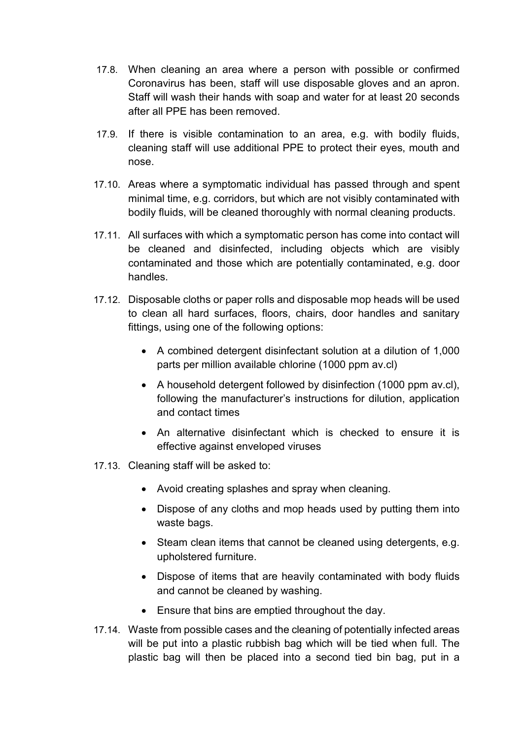17.8. When cleaning an area where a person with possible or confirmed Coronavirus has been, staff will use disposable gloves and an apron. Staff will wash their hands with soap and water for at least 20 seconds after all PPE has been removed.

17.9. If there is visible contamination to an area, e.g. with bodily fluids, cleaning staff will use additional PPE to protect their eyes, mouth and nose.

17.10. Areas where a symptomatic individual has passed through and spent minimal time, e.g. corridors, but which are not visibly contaminated with bodily fluids, will be cleaned thoroughly with normal cleaning products.

17.11. All surfaces with which a symptomatic person has come into contact will be cleaned and disinfected, including objects which are visibly contaminated and those which are potentially contaminated, e.g. door handles.

17.12. Disposable cloths or paper rolls and disposable mop heads will be used to clean all hard surfaces, floors, chairs, door handles and sanitary fittings, using one of the following options:

- A combined detergent disinfectant solution at a dilution of 1,000 parts per million available chlorine (1000 ppm av.cl)
- A household detergent followed by disinfection (1000 ppm av.cl), following the manufacturer's instructions for dilution, application and contact times
- An alternative disinfectant which is checked to ensure it is effective against enveloped viruses

17.13. Cleaning staff will be asked to:

- Avoid creating splashes and spray when cleaning.
- Dispose of any cloths and mop heads used by putting them into waste bags.
- Steam clean items that cannot be cleaned using detergents, e.g. upholstered furniture.
- Dispose of items that are heavily contaminated with body fluids and cannot be cleaned by washing.
- Ensure that bins are emptied throughout the day.

17.14. Waste from possible cases and the cleaning of potentially infected areas will be put into a plastic rubbish bag which will be tied when full. The plastic bag will then be placed into a second tied bin bag, put in a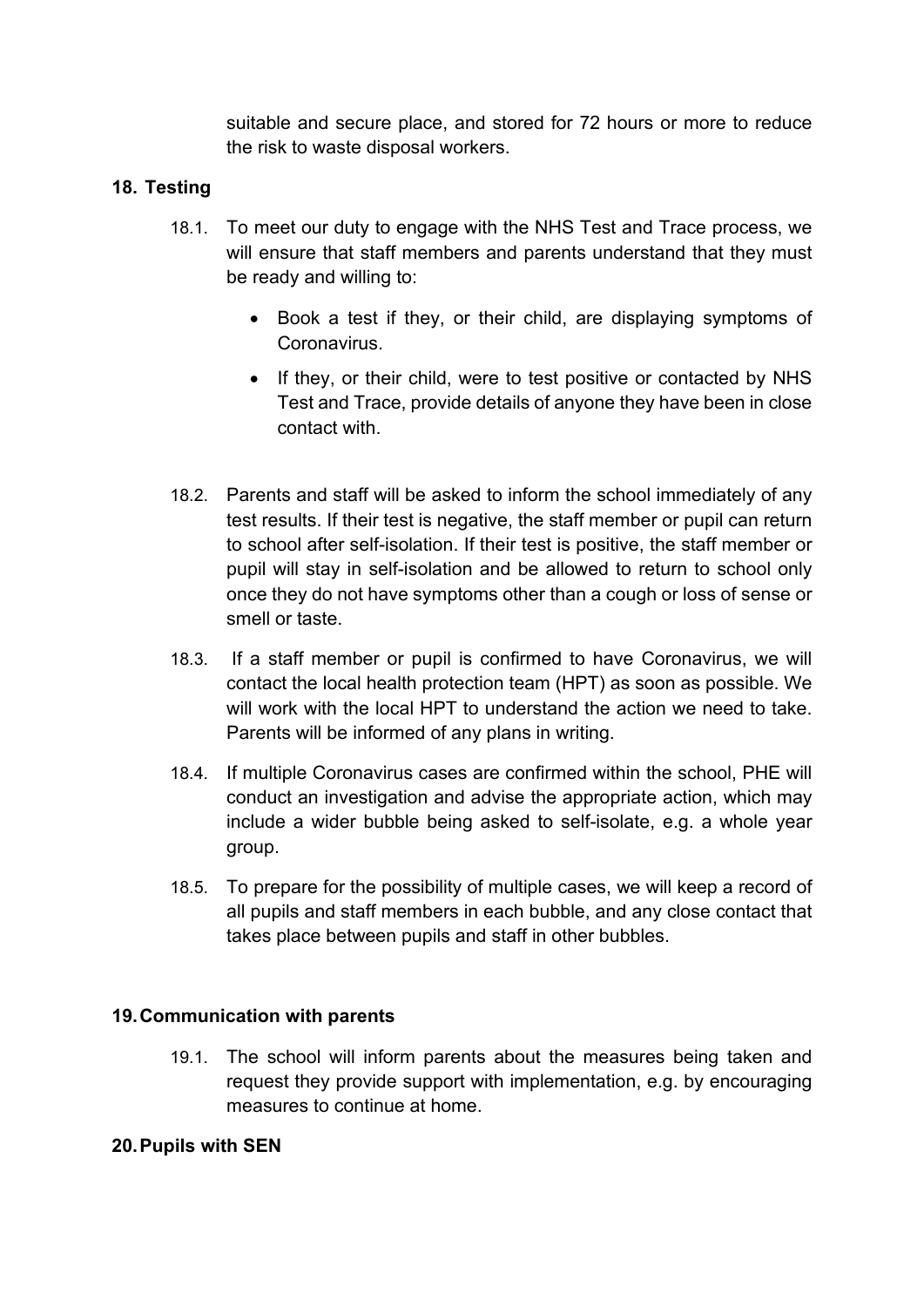suitable and secure place, and stored for 72 hours or more to reduce the risk to waste disposal workers.

## 18. Testing

18.1. To meet our duty to engage with the NHS Test and Trace process, we will ensure that staff members and parents understand that they must be ready and willing to:

- Book a test if they, or their child, are displaying symptoms of Coronavirus.
- If they, or their child, were to test positive or contacted by NHS Test and Trace, provide details of anyone they have been in close contact with.

18.2. Parents and staff will be asked to inform the school immediately of any test results. If their test is negative, the staff member or pupil can return to school after self-isolation. If their test is positive, the staff member or pupil will stay in self-isolation and be allowed to return to school only once they do not have symptoms other than a cough or loss of sense or smell or taste.

18.3. If a staff member or pupil is confirmed to have Coronavirus, we will contact the local health protection team (HPT) as soon as possible. We will work with the local HPT to understand the action we need to take. Parents will be informed of any plans in writing.

18.4. If multiple Coronavirus cases are confirmed within the school, PHE will conduct an investigation and advise the appropriate action, which may include a wider bubble being asked to self-isolate, e.g. a whole year group.

18.5. To prepare for the possibility of multiple cases, we will keep a record of all pupils and staff members in each bubble, and any close contact that takes place between pupils and staff in other bubbles.

## 19. Communication with parents

19.1. The school will inform parents about the measures being taken and request they provide support with implementation, e.g. by encouraging measures to continue at home.

## 20. Pupils with SEN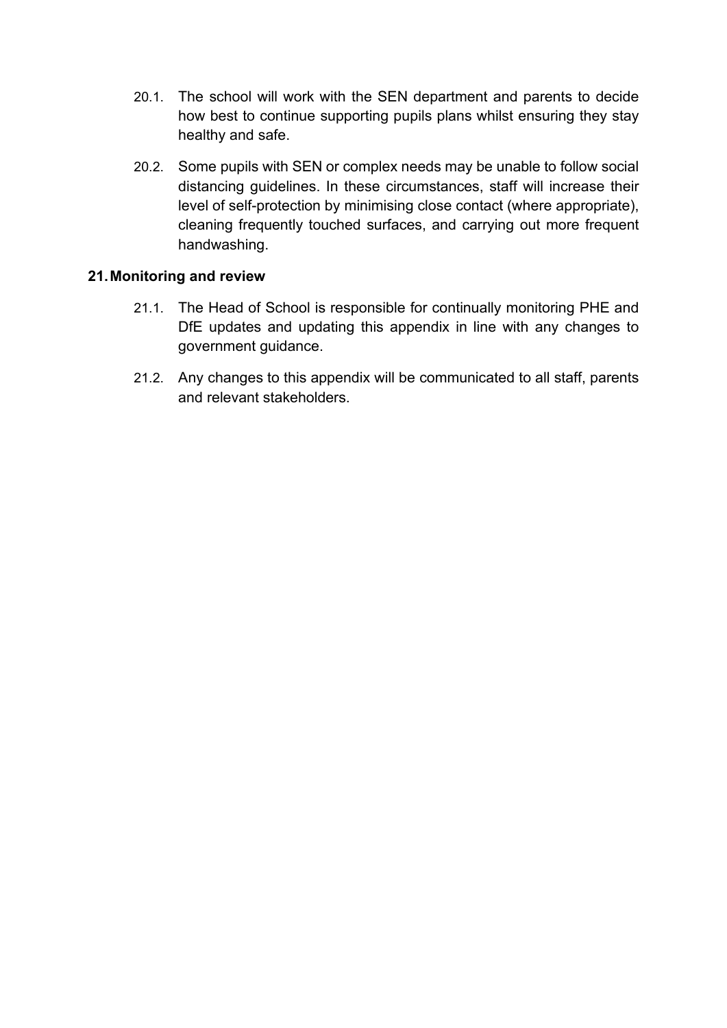20.1. The school will work with the SEN department and parents to decide how best to continue supporting pupils plans whilst ensuring they stay healthy and safe.

20.2. Some pupils with SEN or complex needs may be unable to follow social distancing guidelines. In these circumstances, staff will increase their level of self-protection by minimising close contact (where appropriate), cleaning frequently touched surfaces, and carrying out more frequent handwashing.

## 21. Monitoring and review

21.1. The Head of School is responsible for continually monitoring PHE and DfE updates and updating this appendix in line with any changes to government guidance.

21.2. Any changes to this appendix will be communicated to all staff, parents and relevant stakeholders.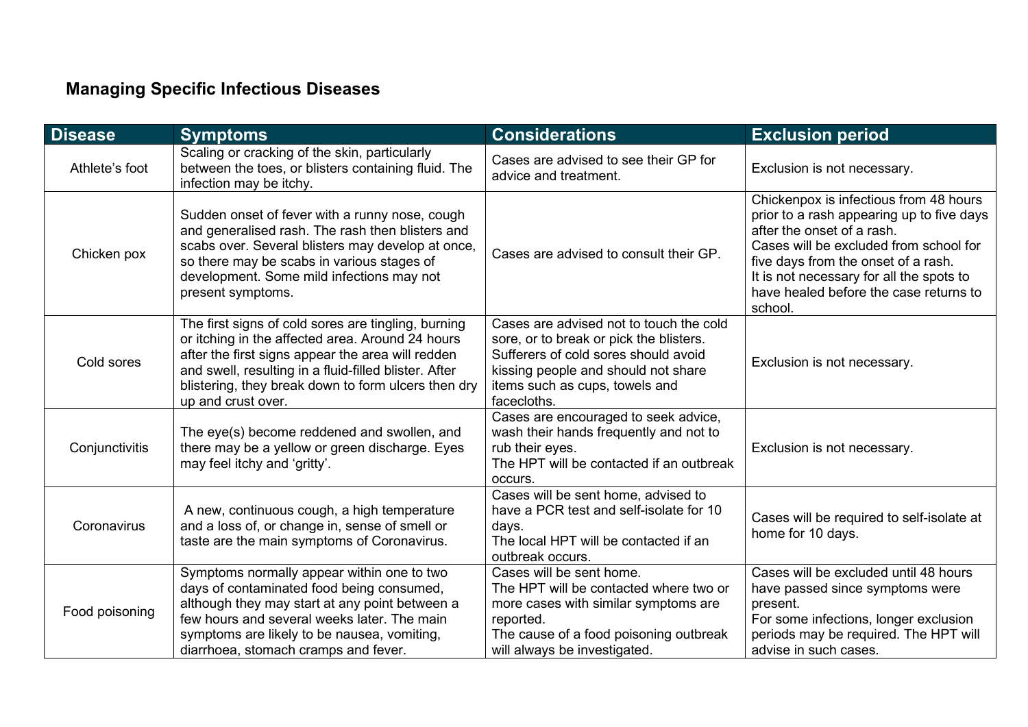## Managing Specific Infectious Diseases

| Disease | Symptoms | Considerations | Exclusion period |
|---|---|---|---|
| Athlete's foot | Scaling or cracking of the skin, particularly between the toes, or blisters containing fluid. The infection may be itchy. | Cases are advised to see their GP for advice and treatment. | Exclusion is not necessary. |
| Chicken pox | Sudden onset of fever with a runny nose, cough and generalised rash. The rash then blisters and scabs over. Several blisters may develop at once, so there may be scabs in various stages of development. Some mild infections may not present symptoms. | Cases are advised to consult their GP. | Chickenpox is infectious from 48 hours prior to a rash appearing up to five days after the onset of a rash.<br>Cases will be excluded from school for five days from the onset of a rash.<br>It is not necessary for all the spots to have healed before the case returns to school. |
| Cold sores | The first signs of cold sores are tingling, burning or itching in the affected area. Around 24 hours after the first signs appear the area will redden and swell, resulting in a fluid-filled blister. After blistering, they break down to form ulcers then dry up and crust over. | Cases are advised not to touch the cold sore, or to break or pick the blisters. Sufferers of cold sores should avoid kissing people and should not share items such as cups, towels and facecloths. | Exclusion is not necessary. |
| Conjunctivitis | The eye(s) become reddened and swollen, and there may be a yellow or green discharge. Eyes may feel itchy and 'gritty'. | Cases are encouraged to seek advice, wash their hands frequently and not to rub their eyes.<br>The HPT will be contacted if an outbreak occurs. | Exclusion is not necessary. |
| Coronavirus | A new, continuous cough, a high temperature and a loss of, or change in, sense of smell or taste are the main symptoms of Coronavirus. | Cases will be sent home, advised to have a PCR test and self-isolate for 10 days.<br>The local HPT will be contacted if an outbreak occurs. | Cases will be required to self-isolate at home for 10 days. |
| Food poisoning | Symptoms normally appear within one to two days of contaminated food being consumed, although they may start at any point between a few hours and several weeks later. The main symptoms are likely to be nausea, vomiting, diarrhoea, stomach cramps and fever. | Cases will be sent home.<br>The HPT will be contacted where two or more cases with similar symptoms are reported.<br>The cause of a food poisoning outbreak will always be investigated. | Cases will be excluded until 48 hours have passed since symptoms were present.<br>For some infections, longer exclusion periods may be required. The HPT will advise in such cases. |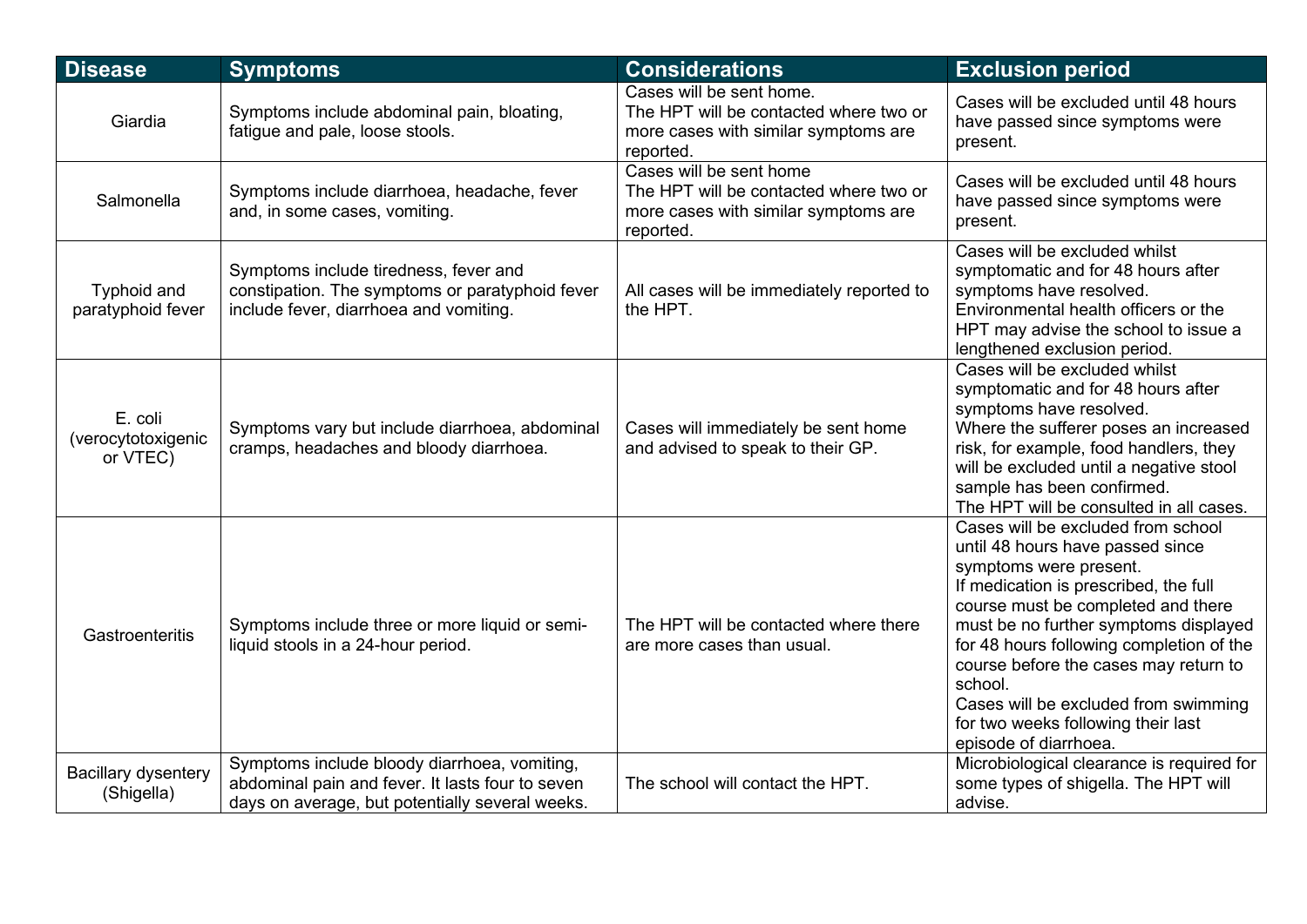| Disease | Symptoms | Considerations | Exclusion period |
|---|---|---|---|
| Giardia | Symptoms include abdominal pain, bloating, fatigue and pale, loose stools. | Cases will be sent home. The HPT will be contacted where two or more cases with similar symptoms are reported. | Cases will be excluded until 48 hours have passed since symptoms were present. |
| Salmonella | Symptoms include diarrhoea, headache, fever and, in some cases, vomiting. | Cases will be sent home The HPT will be contacted where two or more cases with similar symptoms are reported. | Cases will be excluded until 48 hours have passed since symptoms were present. |
| Typhoid and paratyphoid fever | Symptoms include tiredness, fever and constipation. The symptoms or paratyphoid fever include fever, diarrhoea and vomiting. | All cases will be immediately reported to the HPT. | Cases will be excluded whilst symptomatic and for 48 hours after symptoms have resolved. Environmental health officers or the HPT may advise the school to issue a lengthened exclusion period. |
| E. coli (verocytotoxigenic or VTEC) | Symptoms vary but include diarrhoea, abdominal cramps, headaches and bloody diarrhoea. | Cases will immediately be sent home and advised to speak to their GP. | Cases will be excluded whilst symptomatic and for 48 hours after symptoms have resolved. Where the sufferer poses an increased risk, for example, food handlers, they will be excluded until a negative stool sample has been confirmed. The HPT will be consulted in all cases. |
| Gastroenteritis | Symptoms include three or more liquid or semi-liquid stools in a 24-hour period. | The HPT will be contacted where there are more cases than usual. | Cases will be excluded from school until 48 hours have passed since symptoms were present. If medication is prescribed, the full course must be completed and there must be no further symptoms displayed for 48 hours following completion of the course before the cases may return to school. Cases will be excluded from swimming for two weeks following their last episode of diarrhoea. |
| Bacillary dysentery (Shigella) | Symptoms include bloody diarrhoea, vomiting, abdominal pain and fever. It lasts four to seven days on average, but potentially several weeks. | The school will contact the HPT. | Microbiological clearance is required for some types of shigella. The HPT will advise. |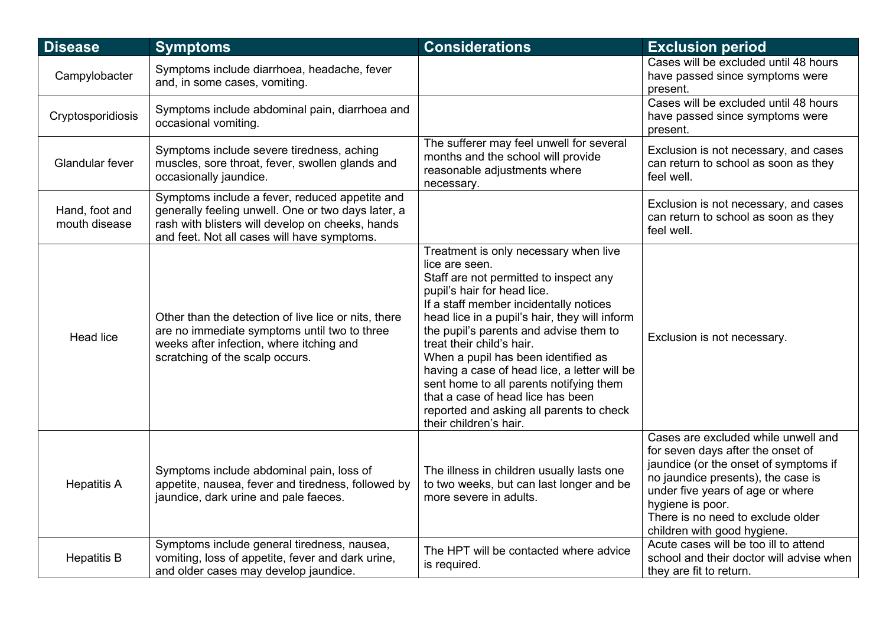| Disease | Symptoms | Considerations | Exclusion period |
|---|---|---|---|
| Campylobacter | Symptoms include diarrhoea, headache, fever and, in some cases, vomiting. | | Cases will be excluded until 48 hours have passed since symptoms were present. |
| Cryptosporidiosis | Symptoms include abdominal pain, diarrhoea and occasional vomiting. | | Cases will be excluded until 48 hours have passed since symptoms were present. |
| Glandular fever | Symptoms include severe tiredness, aching muscles, sore throat, fever, swollen glands and occasionally jaundice. | The sufferer may feel unwell for several months and the school will provide reasonable adjustments where necessary. | Exclusion is not necessary, and cases can return to school as soon as they feel well. |
| Hand, foot and mouth disease | Symptoms include a fever, reduced appetite and generally feeling unwell. One or two days later, a rash with blisters will develop on cheeks, hands and feet. Not all cases will have symptoms. | | Exclusion is not necessary, and cases can return to school as soon as they feel well. |
| Head lice | Other than the detection of live lice or nits, there are no immediate symptoms until two to three weeks after infection, where itching and scratching of the scalp occurs. | Treatment is only necessary when live lice are seen.<br>Staff are not permitted to inspect any pupil's hair for head lice.<br>If a staff member incidentally notices head lice in a pupil's hair, they will inform the pupil's parents and advise them to treat their child's hair.<br>When a pupil has been identified as having a case of head lice, a letter will be sent home to all parents notifying them that a case of head lice has been reported and asking all parents to check their children's hair. | Exclusion is not necessary. |
| Hepatitis A | Symptoms include abdominal pain, loss of appetite, nausea, fever and tiredness, followed by jaundice, dark urine and pale faeces. | The illness in children usually lasts one to two weeks, but can last longer and be more severe in adults. | Cases are excluded while unwell and for seven days after the onset of jaundice (or the onset of symptoms if no jaundice presents), the case is under five years of age or where hygiene is poor.<br>There is no need to exclude older children with good hygiene. |
| Hepatitis B | Symptoms include general tiredness, nausea, vomiting, loss of appetite, fever and dark urine, and older cases may develop jaundice. | The HPT will be contacted where advice is required. | Acute cases will be too ill to attend school and their doctor will advise when they are fit to return. |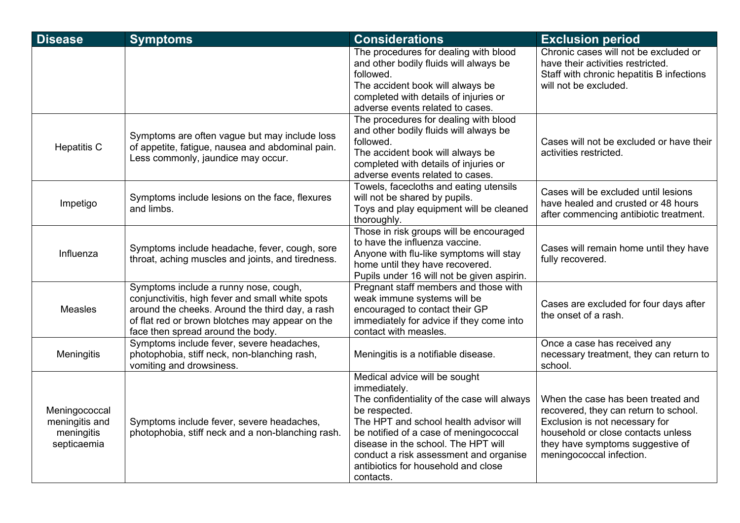| Disease | Symptoms | Considerations | Exclusion period |
|---|---|---|---|
| | | The procedures for dealing with blood and other bodily fluids will always be followed.<br>The accident book will always be completed with details of injuries or adverse events related to cases. | Chronic cases will not be excluded or have their activities restricted.<br>Staff with chronic hepatitis B infections will not be excluded. |
| Hepatitis C | Symptoms are often vague but may include loss of appetite, fatigue, nausea and abdominal pain. Less commonly, jaundice may occur. | The procedures for dealing with blood and other bodily fluids will always be followed.<br>The accident book will always be completed with details of injuries or adverse events related to cases. | Cases will not be excluded or have their activities restricted. |
| Impetigo | Symptoms include lesions on the face, flexures and limbs. | Towels, facecloths and eating utensils will not be shared by pupils.<br>Toys and play equipment will be cleaned thoroughly. | Cases will be excluded until lesions have healed and crusted or 48 hours after commencing antibiotic treatment. |
| Influenza | Symptoms include headache, fever, cough, sore throat, aching muscles and joints, and tiredness. | Those in risk groups will be encouraged to have the influenza vaccine.<br>Anyone with flu-like symptoms will stay home until they have recovered.<br>Pupils under 16 will not be given aspirin. | Cases will remain home until they have fully recovered. |
| Measles | Symptoms include a runny nose, cough, conjunctivitis, high fever and small white spots around the cheeks. Around the third day, a rash of flat red or brown blotches may appear on the face then spread around the body. | Pregnant staff members and those with weak immune systems will be encouraged to contact their GP immediately for advice if they come into contact with measles. | Cases are excluded for four days after the onset of a rash. |
| Meningitis | Symptoms include fever, severe headaches, photophobia, stiff neck, non-blanching rash, vomiting and drowsiness. | Meningitis is a notifiable disease. | Once a case has received any necessary treatment, they can return to school. |
| Meningococcal meningitis and meningitis septicaemia | Symptoms include fever, severe headaches, photophobia, stiff neck and a non-blanching rash. | Medical advice will be sought immediately.<br>The confidentiality of the case will always be respected.<br>The HPT and school health advisor will be notified of a case of meningococcal disease in the school. The HPT will conduct a risk assessment and organise antibiotics for household and close contacts. | When the case has been treated and recovered, they can return to school. Exclusion is not necessary for household or close contacts unless they have symptoms suggestive of meningococcal infection. |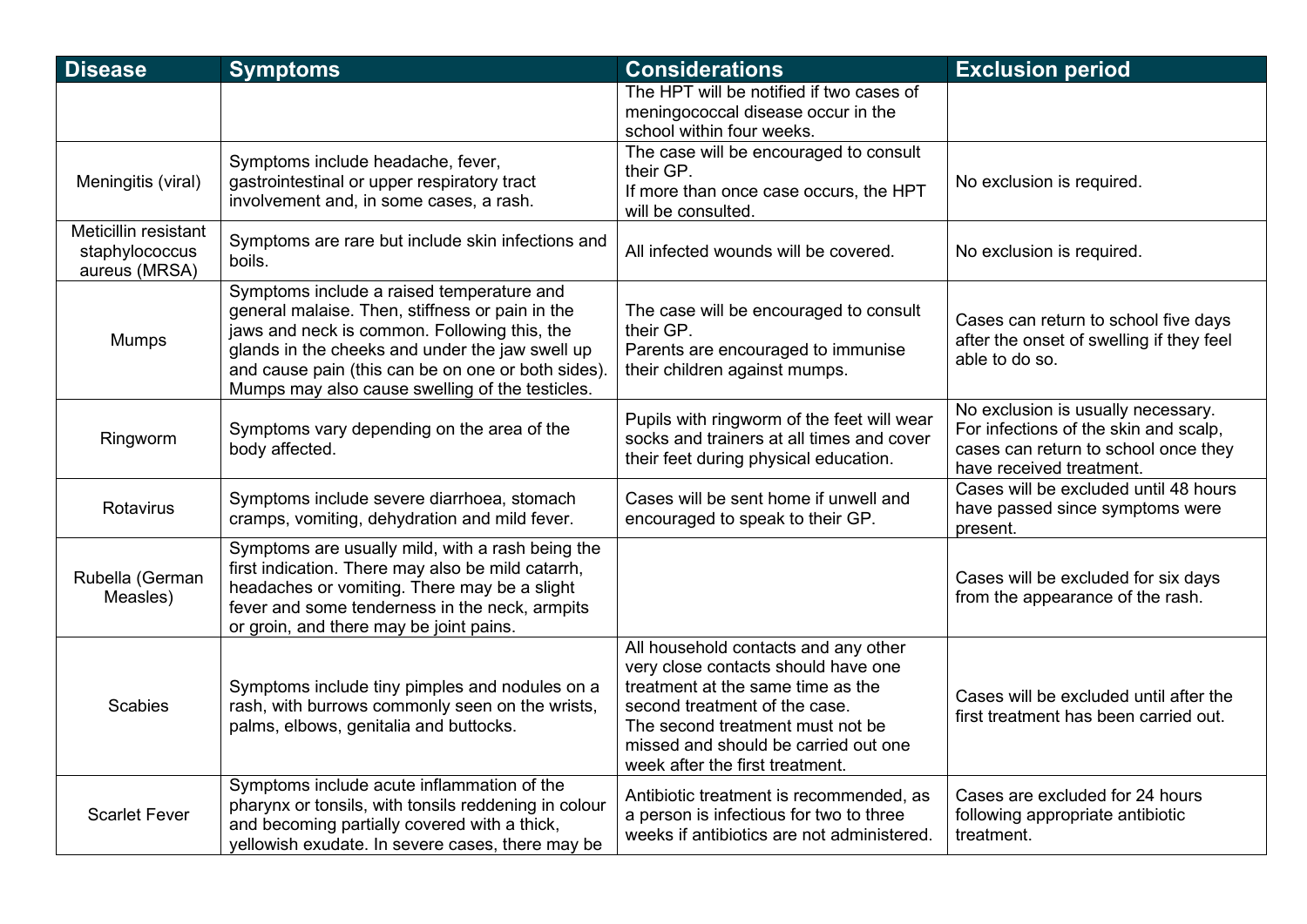| Disease | Symptoms | Considerations | Exclusion period |
|---|---|---|---|
| | | The HPT will be notified if two cases of meningococcal disease occur in the school within four weeks. | |
| Meningitis (viral) | Symptoms include headache, fever, gastrointestinal or upper respiratory tract involvement and, in some cases, a rash. | The case will be encouraged to consult their GP.<br>If more than once case occurs, the HPT will be consulted. | No exclusion is required. |
| Meticillin resistant staphylococcus aureus (MRSA) | Symptoms are rare but include skin infections and boils. | All infected wounds will be covered. | No exclusion is required. |
| Mumps | Symptoms include a raised temperature and general malaise. Then, stiffness or pain in the jaws and neck is common. Following this, the glands in the cheeks and under the jaw swell up and cause pain (this can be on one or both sides). Mumps may also cause swelling of the testicles. | The case will be encouraged to consult their GP.<br>Parents are encouraged to immunise their children against mumps. | Cases can return to school five days after the onset of swelling if they feel able to do so. |
| Ringworm | Symptoms vary depending on the area of the body affected. | Pupils with ringworm of the feet will wear socks and trainers at all times and cover their feet during physical education. | No exclusion is usually necessary. For infections of the skin and scalp, cases can return to school once they have received treatment. |
| Rotavirus | Symptoms include severe diarrhoea, stomach cramps, vomiting, dehydration and mild fever. | Cases will be sent home if unwell and encouraged to speak to their GP. | Cases will be excluded until 48 hours have passed since symptoms were present. |
| Rubella (German Measles) | Symptoms are usually mild, with a rash being the first indication. There may also be mild catarrh, headaches or vomiting. There may be a slight fever and some tenderness in the neck, armpits or groin, and there may be joint pains. | | Cases will be excluded for six days from the appearance of the rash. |
| Scabies | Symptoms include tiny pimples and nodules on a rash, with burrows commonly seen on the wrists, palms, elbows, genitalia and buttocks. | All household contacts and any other very close contacts should have one treatment at the same time as the second treatment of the case.<br>The second treatment must not be missed and should be carried out one week after the first treatment. | Cases will be excluded until after the first treatment has been carried out. |
| Scarlet Fever | Symptoms include acute inflammation of the pharynx or tonsils, with tonsils reddening in colour and becoming partially covered with a thick, yellowish exudate. In severe cases, there may be | Antibiotic treatment is recommended, as a person is infectious for two to three weeks if antibiotics are not administered. | Cases are excluded for 24 hours following appropriate antibiotic treatment. |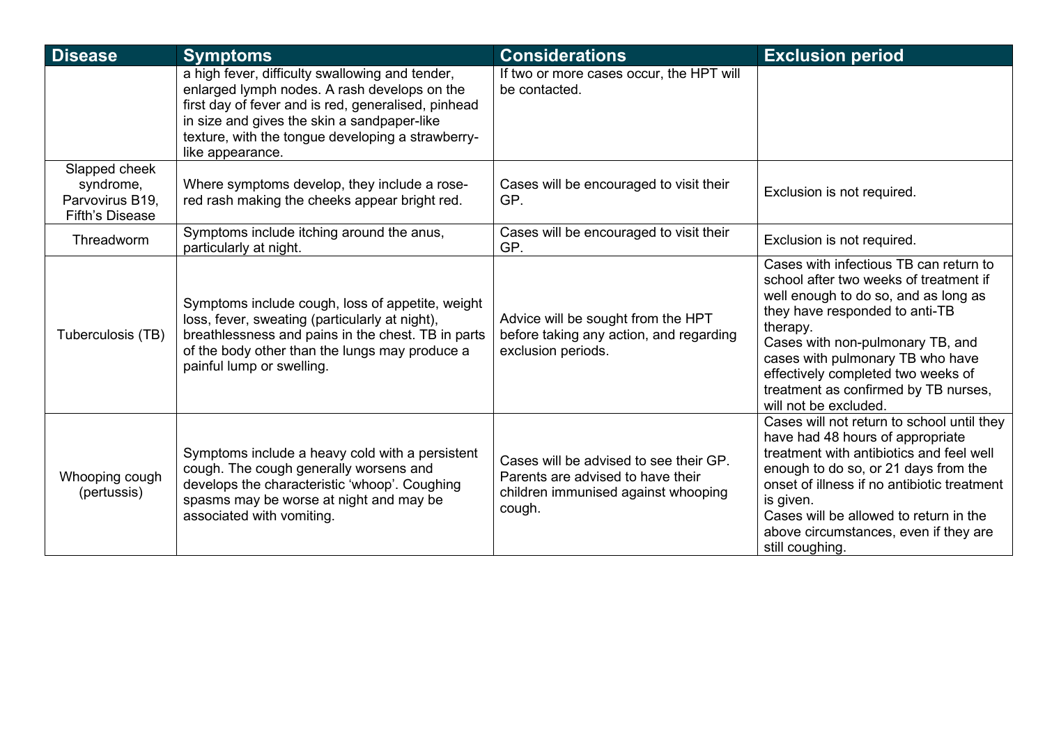| Disease | Symptoms | Considerations | Exclusion period |
| --- | --- | --- | --- |
| | a high fever, difficulty swallowing and tender, enlarged lymph nodes. A rash develops on the first day of fever and is red, generalised, pinhead in size and gives the skin a sandpaper-like texture, with the tongue developing a strawberry-like appearance. | If two or more cases occur, the HPT will be contacted. | |
| Slapped cheek syndrome, Parvovirus B19, Fifth's Disease | Where symptoms develop, they include a rose-red rash making the cheeks appear bright red. | Cases will be encouraged to visit their GP. | Exclusion is not required. |
| Threadworm | Symptoms include itching around the anus, particularly at night. | Cases will be encouraged to visit their GP. | Exclusion is not required. |
| Tuberculosis (TB) | Symptoms include cough, loss of appetite, weight loss, fever, sweating (particularly at night), breathlessness and pains in the chest. TB in parts of the body other than the lungs may produce a painful lump or swelling. | Advice will be sought from the HPT before taking any action, and regarding exclusion periods. | Cases with infectious TB can return to school after two weeks of treatment if well enough to do so, and as long as they have responded to anti-TB therapy.<br>Cases with non-pulmonary TB, and cases with pulmonary TB who have effectively completed two weeks of treatment as confirmed by TB nurses, will not be excluded. |
| Whooping cough (pertussis) | Symptoms include a heavy cold with a persistent cough. The cough generally worsens and develops the characteristic 'whoop'. Coughing spasms may be worse at night and may be associated with vomiting. | Cases will be advised to see their GP. Parents are advised to have their children immunised against whooping cough. | Cases will not return to school until they have had 48 hours of appropriate treatment with antibiotics and feel well enough to do so, or 21 days from the onset of illness if no antibiotic treatment is given.<br>Cases will be allowed to return in the above circumstances, even if they are still coughing. |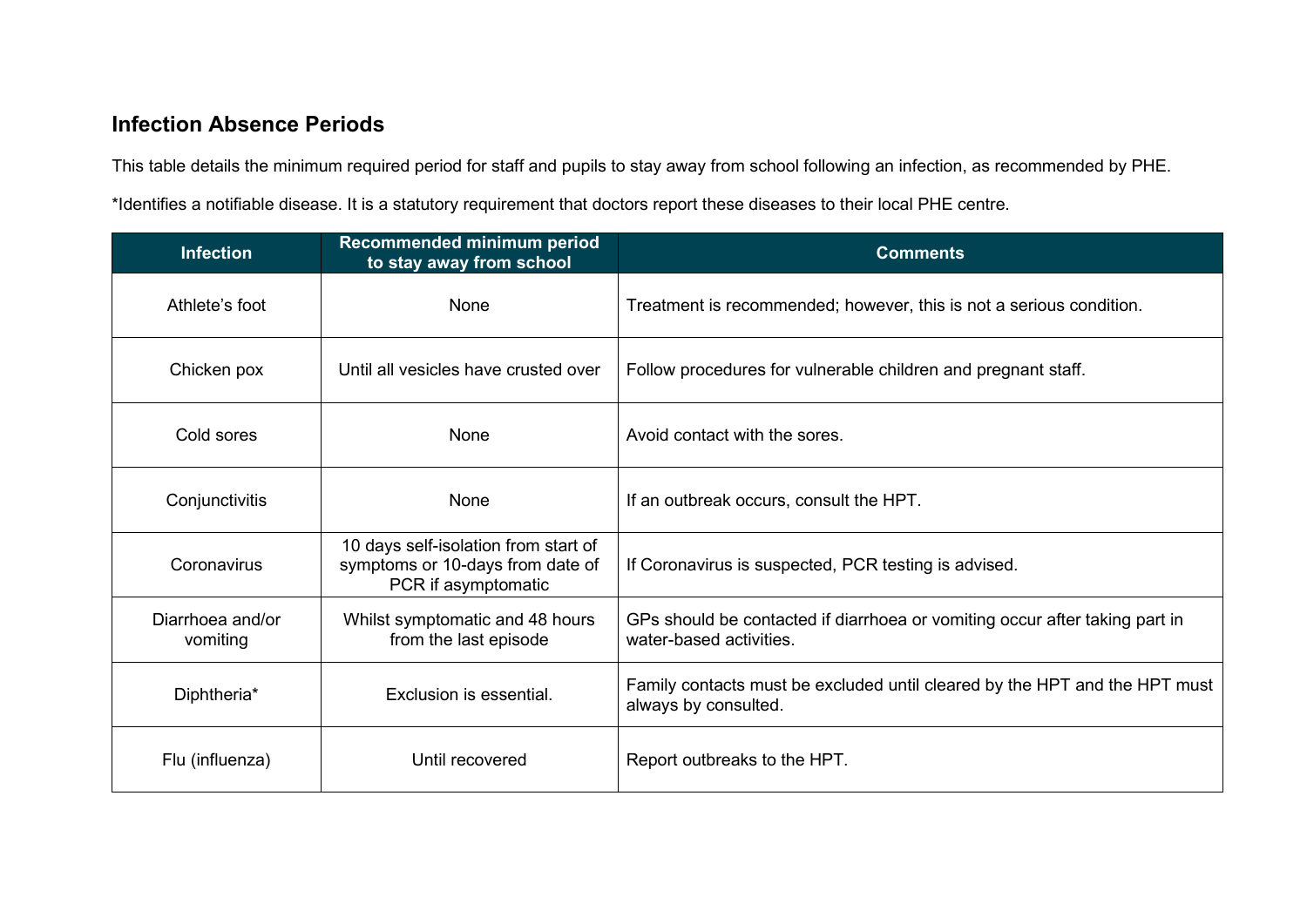## Infection Absence Periods

This table details the minimum required period for staff and pupils to stay away from school following an infection, as recommended by PHE.

*Identifies a notifiable disease. It is a statutory requirement that doctors report these diseases to their local PHE centre.

| Infection | Recommended minimum period to stay away from school | Comments |
|---|---|---|
| Athlete's foot | None | Treatment is recommended; however, this is not a serious condition. |
| Chicken pox | Until all vesicles have crusted over | Follow procedures for vulnerable children and pregnant staff. |
| Cold sores | None | Avoid contact with the sores. |
| Conjunctivitis | None | If an outbreak occurs, consult the HPT. |
| Coronavirus | 10 days self-isolation from start of symptoms or 10-days from date of PCR if asymptomatic | If Coronavirus is suspected, PCR testing is advised. |
| Diarrhoea and/or vomiting | Whilst symptomatic and 48 hours from the last episode | GPs should be contacted if diarrhoea or vomiting occur after taking part in water-based activities. |
| Diphtheria* | Exclusion is essential. | Family contacts must be excluded until cleared by the HPT and the HPT must always by consulted. |
| Flu (influenza) | Until recovered | Report outbreaks to the HPT. |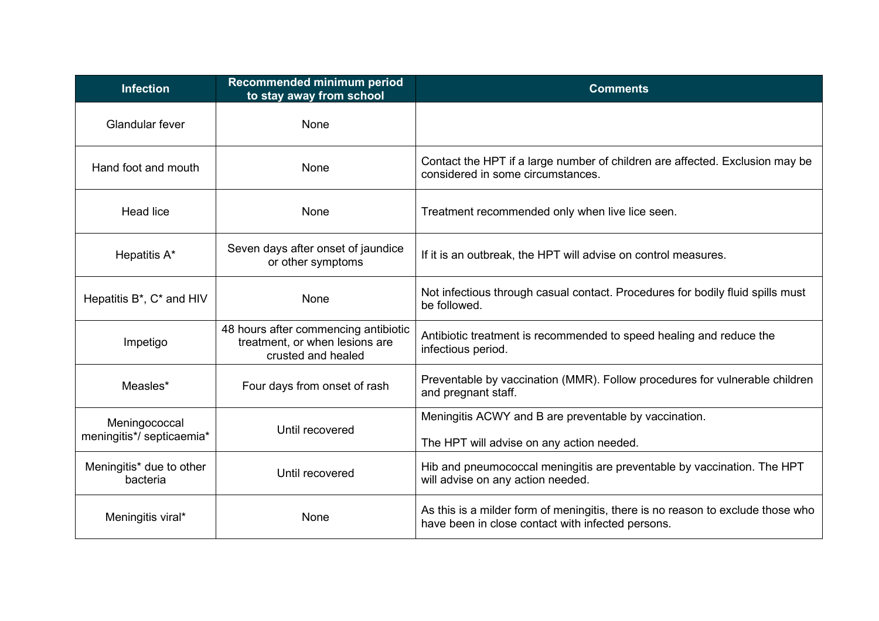| Infection | Recommended minimum period to stay away from school | Comments |
|---|---|---|
| Glandular fever | None | |
| Hand foot and mouth | None | Contact the HPT if a large number of children are affected. Exclusion may be considered in some circumstances. |
| Head lice | None | Treatment recommended only when live lice seen. |
| Hepatitis A* | Seven days after onset of jaundice or other symptoms | If it is an outbreak, the HPT will advise on control measures. |
| Hepatitis B*, C* and HIV | None | Not infectious through casual contact. Procedures for bodily fluid spills must be followed. |
| Impetigo | 48 hours after commencing antibiotic treatment, or when lesions are crusted and healed | Antibiotic treatment is recommended to speed healing and reduce the infectious period. |
| Measles* | Four days from onset of rash | Preventable by vaccination (MMR). Follow procedures for vulnerable children and pregnant staff. |
| Meningococcal meningitis*/ septicaemia* | Until recovered | Meningitis ACWY and B are preventable by vaccination.<br><br>The HPT will advise on any action needed. |
| Meningitis* due to other bacteria | Until recovered | Hib and pneumococcal meningitis are preventable by vaccination. The HPT will advise on any action needed. |
| Meningitis viral* | None | As this is a milder form of meningitis, there is no reason to exclude those who have been in close contact with infected persons. |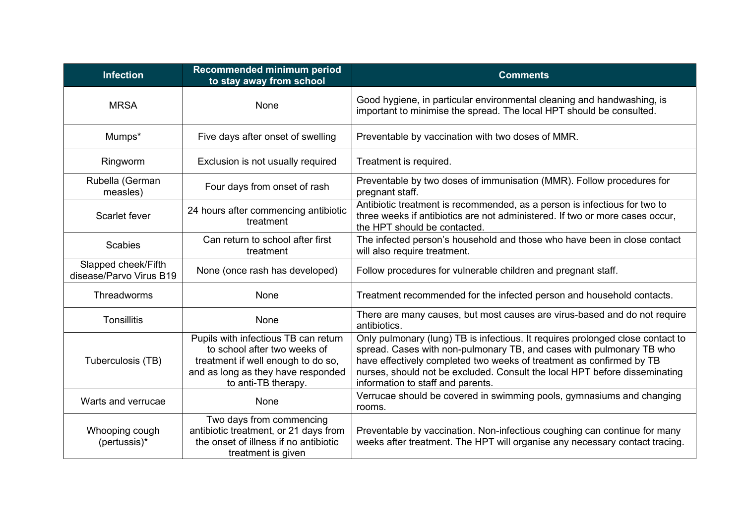| Infection | Recommended minimum period to stay away from school | Comments |
| --- | --- | --- |
| MRSA | None | Good hygiene, in particular environmental cleaning and handwashing, is important to minimise the spread. The local HPT should be consulted. |
| Mumps* | Five days after onset of swelling | Preventable by vaccination with two doses of MMR. |
| Ringworm | Exclusion is not usually required | Treatment is required. |
| Rubella (German measles) | Four days from onset of rash | Preventable by two doses of immunisation (MMR). Follow procedures for pregnant staff. |
| Scarlet fever | 24 hours after commencing antibiotic treatment | Antibiotic treatment is recommended, as a person is infectious for two to three weeks if antibiotics are not administered. If two or more cases occur, the HPT should be contacted. |
| Scabies | Can return to school after first treatment | The infected person's household and those who have been in close contact will also require treatment. |
| Slapped cheek/Fifth disease/Parvo Virus B19 | None (once rash has developed) | Follow procedures for vulnerable children and pregnant staff. |
| Threadworms | None | Treatment recommended for the infected person and household contacts. |
| Tonsillitis | None | There are many causes, but most causes are virus-based and do not require antibiotics. |
| Tuberculosis (TB) | Pupils with infectious TB can return to school after two weeks of treatment if well enough to do so, and as long as they have responded to anti-TB therapy. | Only pulmonary (lung) TB is infectious. It requires prolonged close contact to spread. Cases with non-pulmonary TB, and cases with pulmonary TB who have effectively completed two weeks of treatment as confirmed by TB nurses, should not be excluded. Consult the local HPT before disseminating information to staff and parents. |
| Warts and verrucae | None | Verrucae should be covered in swimming pools, gymnasiums and changing rooms. |
| Whooping cough (pertussis)* | Two days from commencing antibiotic treatment, or 21 days from the onset of illness if no antibiotic treatment is given | Preventable by vaccination. Non-infectious coughing can continue for many weeks after treatment. The HPT will organise any necessary contact tracing. |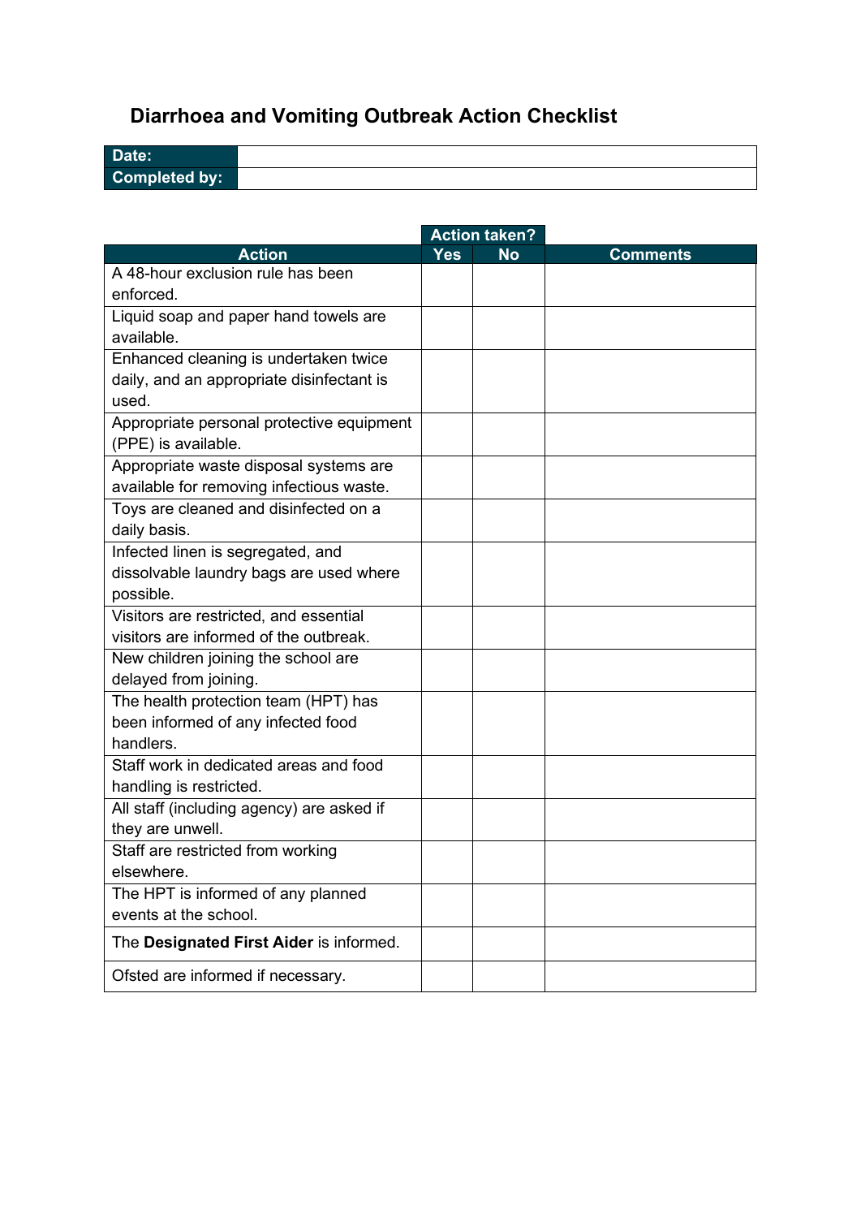## Diarrhoea and Vomiting Outbreak Action Checklist

| Date: | |
|---|---|
| Completed by: | |

| | Action taken? | | |
|---|---|---|---|
| **Action** | **Yes** | **No** | **Comments** |
| A 48-hour exclusion rule has been enforced. | | | |
| Liquid soap and paper hand towels are available. | | | |
| Enhanced cleaning is undertaken twice daily, and an appropriate disinfectant is used. | | | |
| Appropriate personal protective equipment (PPE) is available. | | | |
| Appropriate waste disposal systems are available for removing infectious waste. | | | |
| Toys are cleaned and disinfected on a daily basis. | | | |
| Infected linen is segregated, and dissolvable laundry bags are used where possible. | | | |
| Visitors are restricted, and essential visitors are informed of the outbreak. | | | |
| New children joining the school are delayed from joining. | | | |
| The health protection team (HPT) has been informed of any infected food handlers. | | | |
| Staff work in dedicated areas and food handling is restricted. | | | |
| All staff (including agency) are asked if they are unwell. | | | |
| Staff are restricted from working elsewhere. | | | |
| The HPT is informed of any planned events at the school. | | | |
| The **Designated First Aider** is informed. | | | |
| Ofsted are informed if necessary. | | | |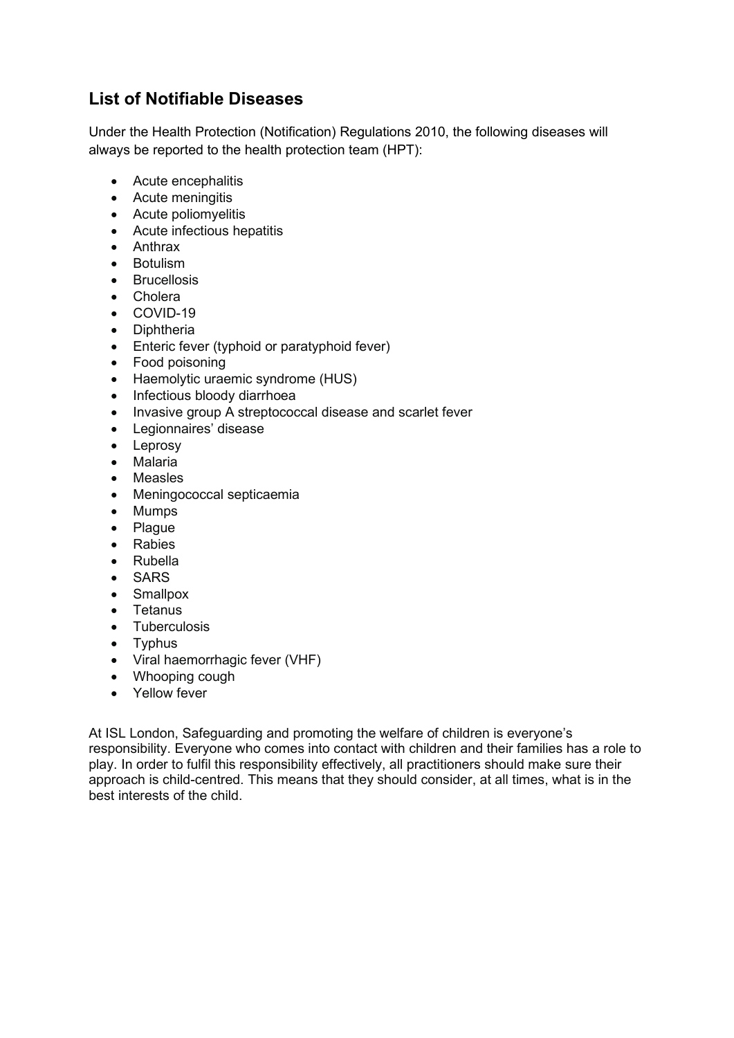## List of Notifiable Diseases

Under the Health Protection (Notification) Regulations 2010, the following diseases will always be reported to the health protection team (HPT):

- Acute encephalitis
- Acute meningitis
- Acute poliomyelitis
- Acute infectious hepatitis
- Anthrax
- Botulism
- Brucellosis
- Cholera
- COVID-19
- Diphtheria
- Enteric fever (typhoid or paratyphoid fever)
- Food poisoning
- Haemolytic uraemic syndrome (HUS)
- Infectious bloody diarrhoea
- Invasive group A streptococcal disease and scarlet fever
- Legionnaires' disease
- Leprosy
- Malaria
- Measles
- Meningococcal septicaemia
- Mumps
- Plague
- Rabies
- Rubella
- SARS
- Smallpox
- Tetanus
- Tuberculosis
- Typhus
- Viral haemorrhagic fever (VHF)
- Whooping cough
- Yellow fever

At ISL London, Safeguarding and promoting the welfare of children is everyone's responsibility. Everyone who comes into contact with children and their families has a role to play. In order to fulfil this responsibility effectively, all practitioners should make sure their approach is child-centred. This means that they should consider, at all times, what is in the best interests of the child.